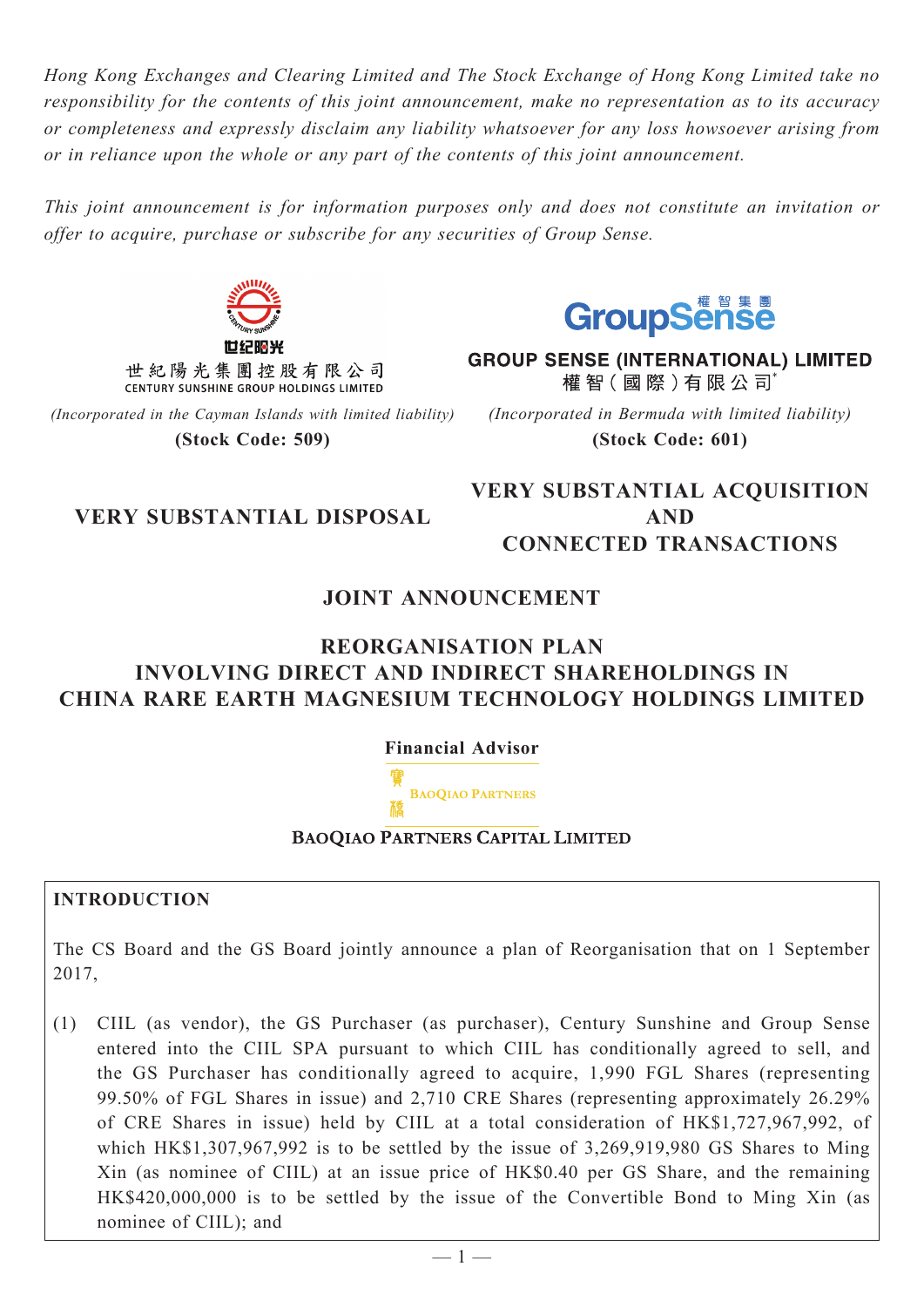*Hong Kong Exchanges and Clearing Limited and The Stock Exchange of Hong Kong Limited take no responsibility for the contents of this joint announcement, make no representation as to its accuracy or completeness and expressly disclaim any liability whatsoever for any loss howsoever arising from or in reliance upon the whole or any part of the contents of this joint announcement.*

*This joint announcement is for information purposes only and does not constitute an invitation or offer to acquire, purchase or subscribe for any securities of Group Sense.*

世紀陽光集團控股有限公司
CENTURY SUNSHINE GROUP HOLDINGS LIMITED

*(Incorporated in the Cayman Islands with limited liability)*

**(Stock Code: 509)**

**VERY SUBSTANTIAL DISPOSAL**

GROUP SENSE (INTERNATIONAL) LIMITED
權智(國際)有限公司*

*(Incorporated in Bermuda with limited liability)*

**(Stock Code: 601)**

**VERY SUBSTANTIAL ACQUISITION AND CONNECTED TRANSACTIONS**

# JOINT ANNOUNCEMENT

# REORGANISATION PLAN INVOLVING DIRECT AND INDIRECT SHAREHOLDINGS IN CHINA RARE EARTH MAGNESIUM TECHNOLOGY HOLDINGS LIMITED

**Financial Advisor**

**BAOQIAO PARTNERS CAPITAL LIMITED**

## INTRODUCTION

The CS Board and the GS Board jointly announce a plan of Reorganisation that on 1 September 2017,

(1) CIIL (as vendor), the GS Purchaser (as purchaser), Century Sunshine and Group Sense entered into the CIIL SPA pursuant to which CIIL has conditionally agreed to sell, and the GS Purchaser has conditionally agreed to acquire, 1,990 FGL Shares (representing 99.50% of FGL Shares in issue) and 2,710 CRE Shares (representing approximately 26.29% of CRE Shares in issue) held by CIIL at a total consideration of HK$1,727,967,992, of which HK$1,307,967,992 is to be settled by the issue of 3,269,919,980 GS Shares to Ming Xin (as nominee of CIIL) at an issue price of HK$0.40 per GS Share, and the remaining HK$420,000,000 is to be settled by the issue of the Convertible Bond to Ming Xin (as nominee of CIIL); and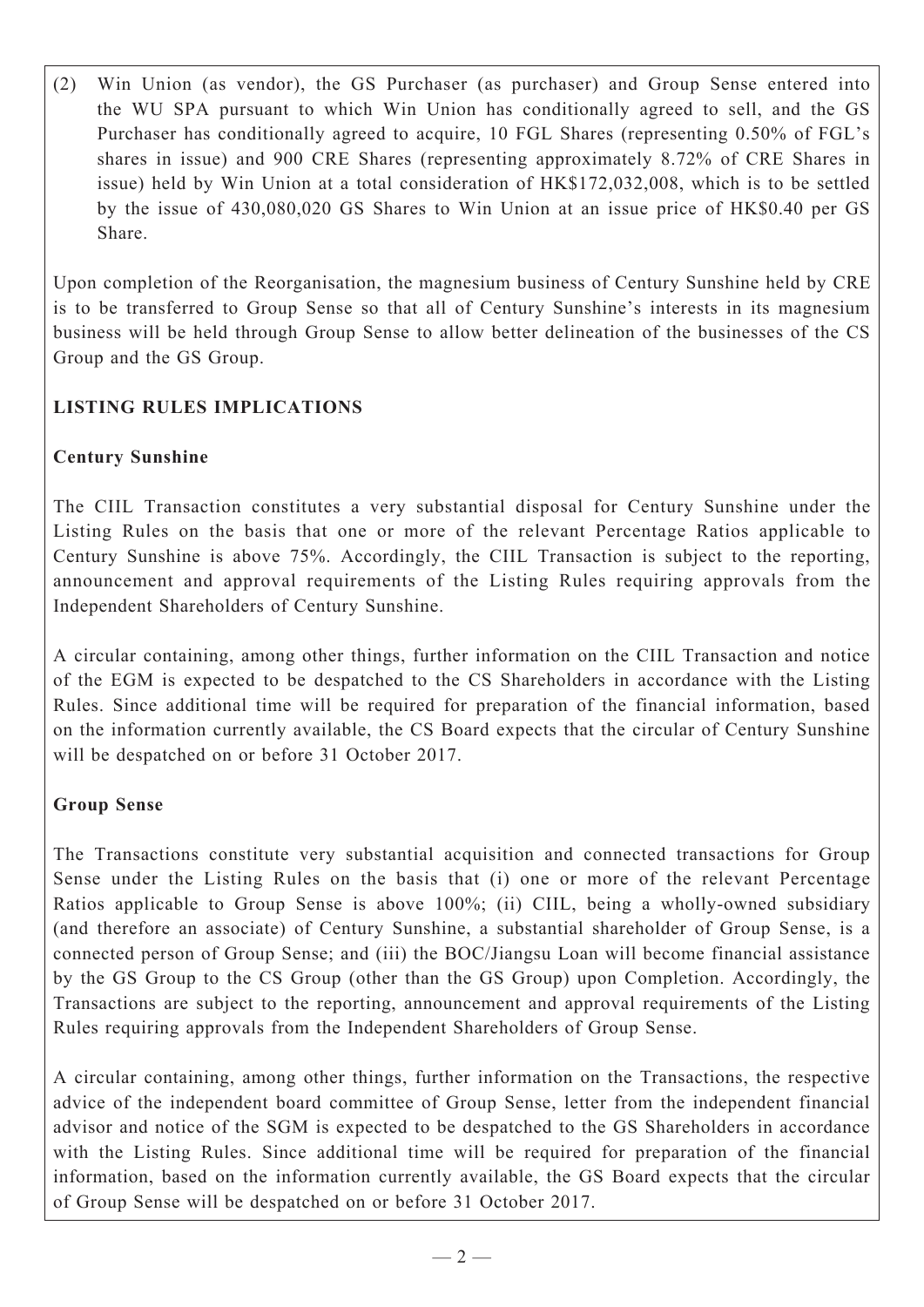(2) Win Union (as vendor), the GS Purchaser (as purchaser) and Group Sense entered into the WU SPA pursuant to which Win Union has conditionally agreed to sell, and the GS Purchaser has conditionally agreed to acquire, 10 FGL Shares (representing 0.50% of FGL's shares in issue) and 900 CRE Shares (representing approximately 8.72% of CRE Shares in issue) held by Win Union at a total consideration of HK$172,032,008, which is to be settled by the issue of 430,080,020 GS Shares to Win Union at an issue price of HK$0.40 per GS Share.

Upon completion of the Reorganisation, the magnesium business of Century Sunshine held by CRE is to be transferred to Group Sense so that all of Century Sunshine's interests in its magnesium business will be held through Group Sense to allow better delineation of the businesses of the CS Group and the GS Group.

**LISTING RULES IMPLICATIONS**

**Century Sunshine**

The CIIL Transaction constitutes a very substantial disposal for Century Sunshine under the Listing Rules on the basis that one or more of the relevant Percentage Ratios applicable to Century Sunshine is above 75%. Accordingly, the CIIL Transaction is subject to the reporting, announcement and approval requirements of the Listing Rules requiring approvals from the Independent Shareholders of Century Sunshine.

A circular containing, among other things, further information on the CIIL Transaction and notice of the EGM is expected to be despatched to the CS Shareholders in accordance with the Listing Rules. Since additional time will be required for preparation of the financial information, based on the information currently available, the CS Board expects that the circular of Century Sunshine will be despatched on or before 31 October 2017.

**Group Sense**

The Transactions constitute very substantial acquisition and connected transactions for Group Sense under the Listing Rules on the basis that (i) one or more of the relevant Percentage Ratios applicable to Group Sense is above 100%; (ii) CIIL, being a wholly-owned subsidiary (and therefore an associate) of Century Sunshine, a substantial shareholder of Group Sense, is a connected person of Group Sense; and (iii) the BOC/Jiangsu Loan will become financial assistance by the GS Group to the CS Group (other than the GS Group) upon Completion. Accordingly, the Transactions are subject to the reporting, announcement and approval requirements of the Listing Rules requiring approvals from the Independent Shareholders of Group Sense.

A circular containing, among other things, further information on the Transactions, the respective advice of the independent board committee of Group Sense, letter from the independent financial advisor and notice of the SGM is expected to be despatched to the GS Shareholders in accordance with the Listing Rules. Since additional time will be required for preparation of the financial information, based on the information currently available, the GS Board expects that the circular of Group Sense will be despatched on or before 31 October 2017.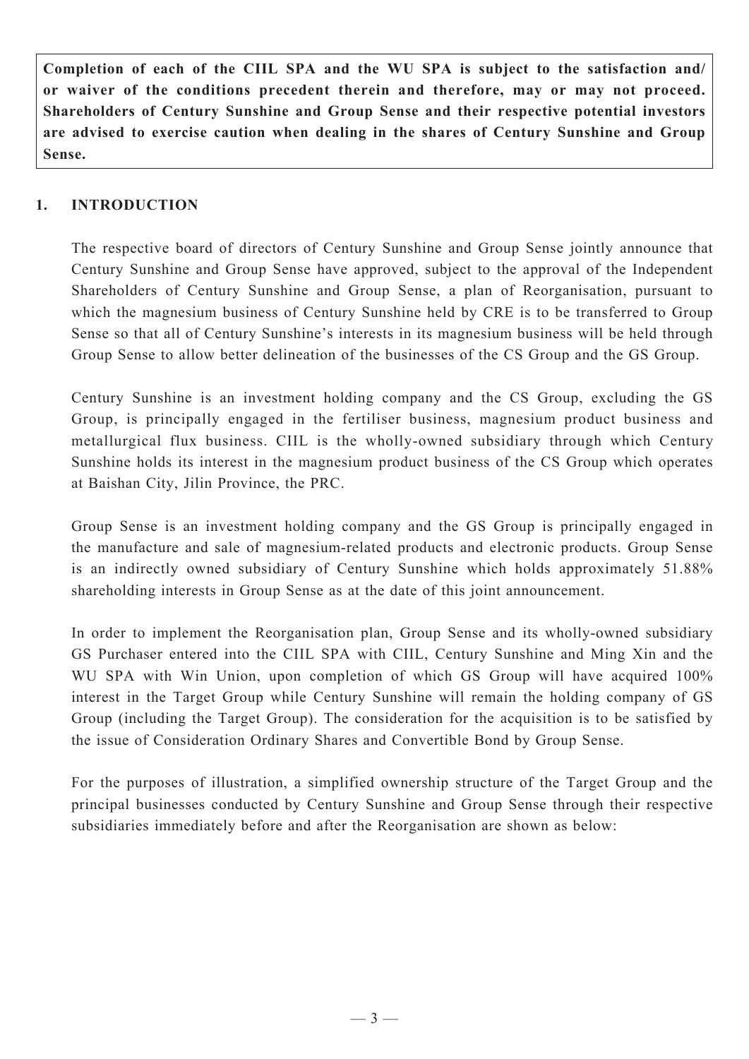**Completion of each of the CIIL SPA and the WU SPA is subject to the satisfaction and/or waiver of the conditions precedent therein and therefore, may or may not proceed. Shareholders of Century Sunshine and Group Sense and their respective potential investors are advised to exercise caution when dealing in the shares of Century Sunshine and Group Sense.**

## 1. INTRODUCTION

The respective board of directors of Century Sunshine and Group Sense jointly announce that Century Sunshine and Group Sense have approved, subject to the approval of the Independent Shareholders of Century Sunshine and Group Sense, a plan of Reorganisation, pursuant to which the magnesium business of Century Sunshine held by CRE is to be transferred to Group Sense so that all of Century Sunshine's interests in its magnesium business will be held through Group Sense to allow better delineation of the businesses of the CS Group and the GS Group.

Century Sunshine is an investment holding company and the CS Group, excluding the GS Group, is principally engaged in the fertiliser business, magnesium product business and metallurgical flux business. CIIL is the wholly-owned subsidiary through which Century Sunshine holds its interest in the magnesium product business of the CS Group which operates at Baishan City, Jilin Province, the PRC.

Group Sense is an investment holding company and the GS Group is principally engaged in the manufacture and sale of magnesium-related products and electronic products. Group Sense is an indirectly owned subsidiary of Century Sunshine which holds approximately 51.88% shareholding interests in Group Sense as at the date of this joint announcement.

In order to implement the Reorganisation plan, Group Sense and its wholly-owned subsidiary GS Purchaser entered into the CIIL SPA with CIIL, Century Sunshine and Ming Xin and the WU SPA with Win Union, upon completion of which GS Group will have acquired 100% interest in the Target Group while Century Sunshine will remain the holding company of GS Group (including the Target Group). The consideration for the acquisition is to be satisfied by the issue of Consideration Ordinary Shares and Convertible Bond by Group Sense.

For the purposes of illustration, a simplified ownership structure of the Target Group and the principal businesses conducted by Century Sunshine and Group Sense through their respective subsidiaries immediately before and after the Reorganisation are shown as below: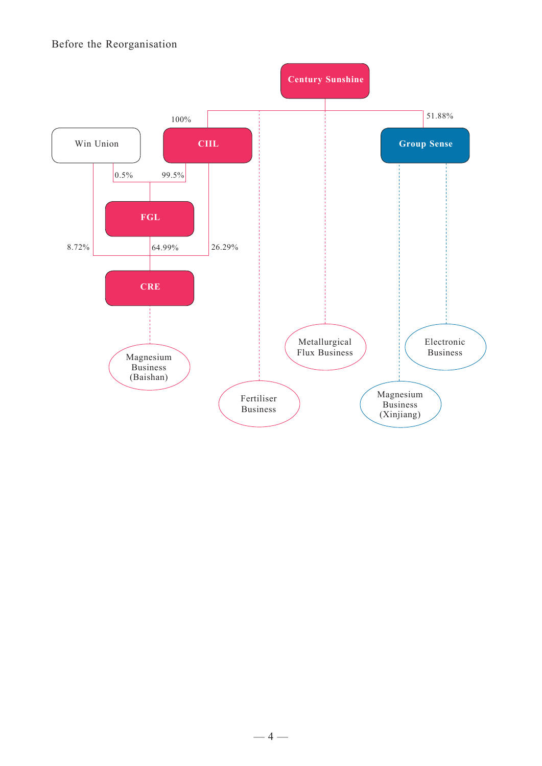Before the Reorganisation

Century Sunshine

100% — CIIL

51.88% — Group Sense

Win Union

0.5% — FGL (from Win Union)

99.5% — FGL (from CIIL)

FGL

8.72% — CRE (from Win Union)

64.99% — CRE (from FGL)

26.29% — CRE (from CIIL)

CRE

Magnesium Business (Baishan)

Fertiliser Business

Metallurgical Flux Business

Magnesium Business (Xinjiang)

Electronic Business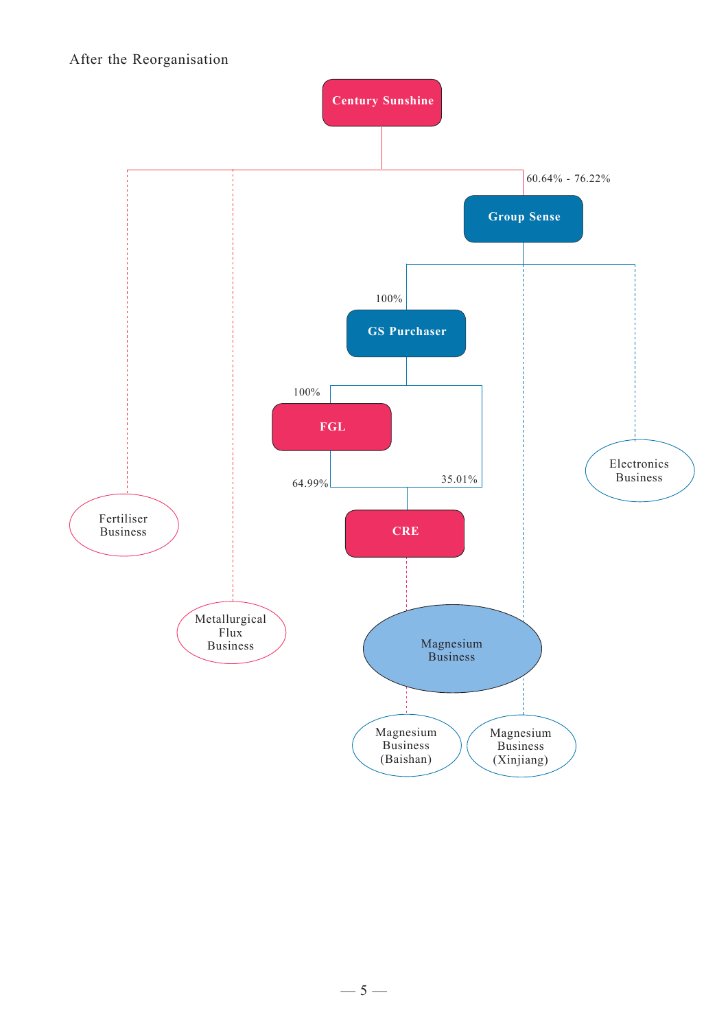After the Reorganisation

- Century Sunshine
  - Fertiliser Business
  - Metallurgical Flux Business
  - 60.64% - 76.22% Group Sense
    - 100% GS Purchaser
      - 100% FGL
        - 64.99% CRE
      - 35.01% CRE
        - Magnesium Business
          - Magnesium Business (Baishan)
    - Magnesium Business (Xinjiang)
    - Electronics Business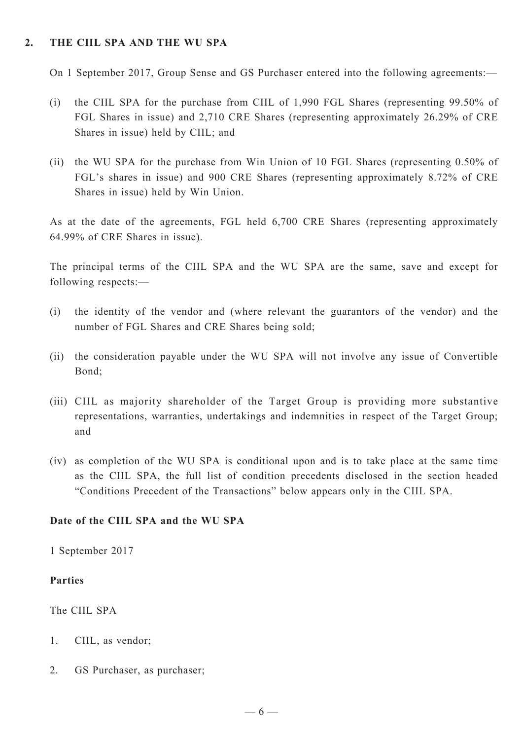## 2. THE CIIL SPA AND THE WU SPA

On 1 September 2017, Group Sense and GS Purchaser entered into the following agreements:—

(i) the CIIL SPA for the purchase from CIIL of 1,990 FGL Shares (representing 99.50% of FGL Shares in issue) and 2,710 CRE Shares (representing approximately 26.29% of CRE Shares in issue) held by CIIL; and

(ii) the WU SPA for the purchase from Win Union of 10 FGL Shares (representing 0.50% of FGL's shares in issue) and 900 CRE Shares (representing approximately 8.72% of CRE Shares in issue) held by Win Union.

As at the date of the agreements, FGL held 6,700 CRE Shares (representing approximately 64.99% of CRE Shares in issue).

The principal terms of the CIIL SPA and the WU SPA are the same, save and except for following respects:—

(i) the identity of the vendor and (where relevant the guarantors of the vendor) and the number of FGL Shares and CRE Shares being sold;

(ii) the consideration payable under the WU SPA will not involve any issue of Convertible Bond;

(iii) CIIL as majority shareholder of the Target Group is providing more substantive representations, warranties, undertakings and indemnities in respect of the Target Group; and

(iv) as completion of the WU SPA is conditional upon and is to take place at the same time as the CIIL SPA, the full list of condition precedents disclosed in the section headed "Conditions Precedent of the Transactions" below appears only in the CIIL SPA.

**Date of the CIIL SPA and the WU SPA**

1 September 2017

**Parties**

The CIIL SPA

1. CIIL, as vendor;

2. GS Purchaser, as purchaser;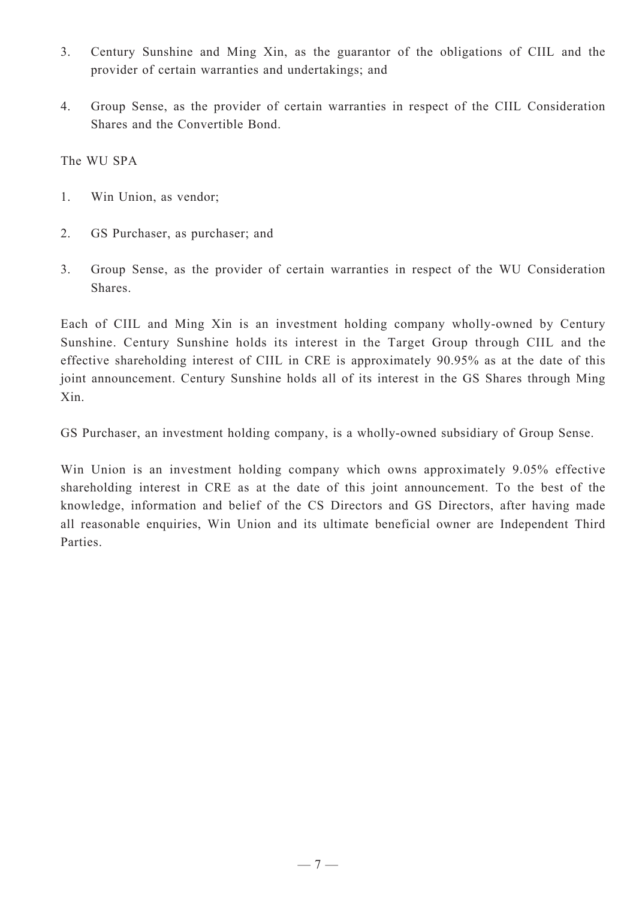3. Century Sunshine and Ming Xin, as the guarantor of the obligations of CIIL and the provider of certain warranties and undertakings; and

4. Group Sense, as the provider of certain warranties in respect of the CIIL Consideration Shares and the Convertible Bond.

The WU SPA

1. Win Union, as vendor;

2. GS Purchaser, as purchaser; and

3. Group Sense, as the provider of certain warranties in respect of the WU Consideration Shares.

Each of CIIL and Ming Xin is an investment holding company wholly-owned by Century Sunshine. Century Sunshine holds its interest in the Target Group through CIIL and the effective shareholding interest of CIIL in CRE is approximately 90.95% as at the date of this joint announcement. Century Sunshine holds all of its interest in the GS Shares through Ming Xin.

GS Purchaser, an investment holding company, is a wholly-owned subsidiary of Group Sense.

Win Union is an investment holding company which owns approximately 9.05% effective shareholding interest in CRE as at the date of this joint announcement. To the best of the knowledge, information and belief of the CS Directors and GS Directors, after having made all reasonable enquiries, Win Union and its ultimate beneficial owner are Independent Third Parties.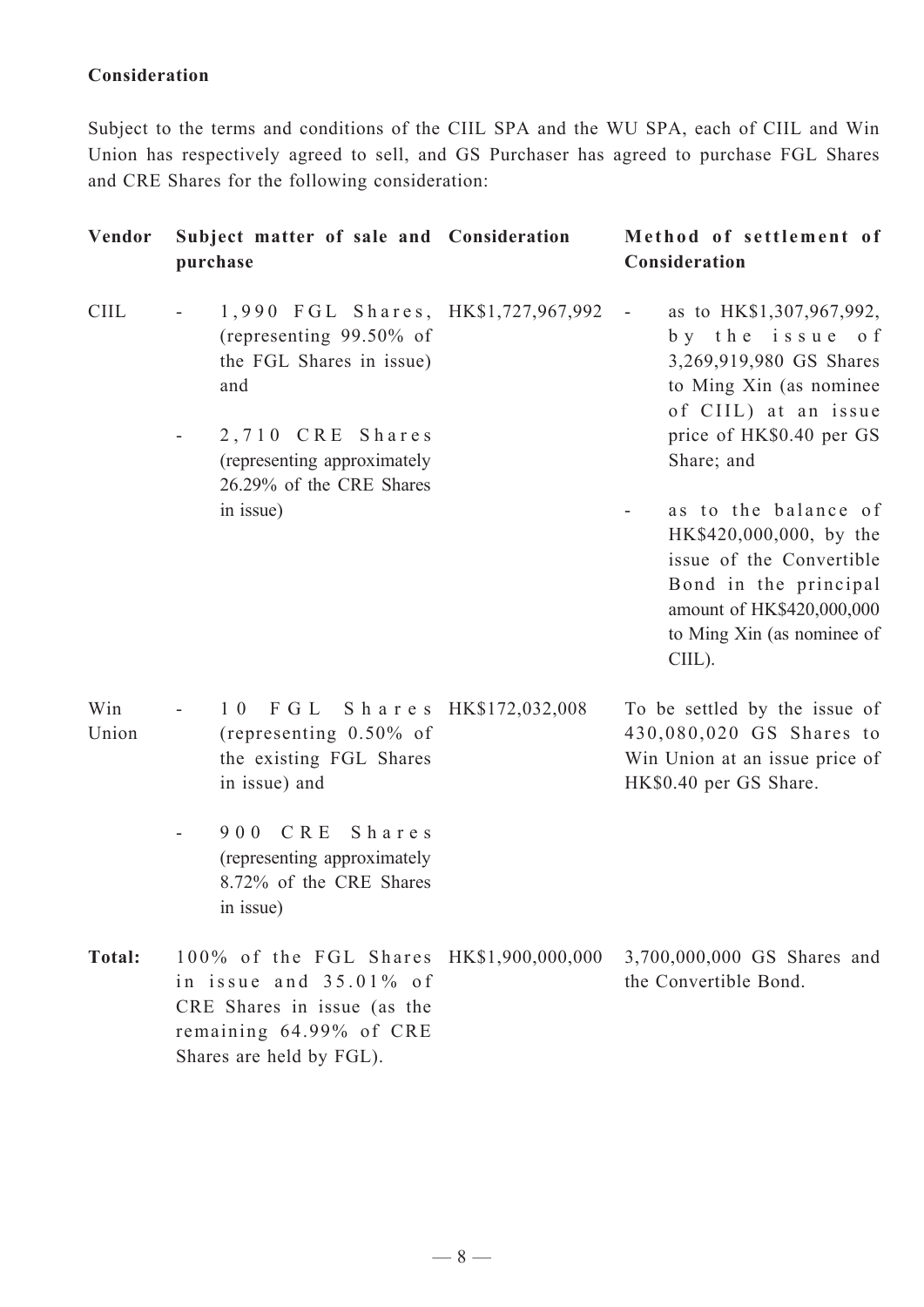**Consideration**

Subject to the terms and conditions of the CIIL SPA and the WU SPA, each of CIIL and Win Union has respectively agreed to sell, and GS Purchaser has agreed to purchase FGL Shares and CRE Shares for the following consideration:

| Vendor | Subject matter of sale and purchase | Consideration | Method of settlement of Consideration |
|---|---|---|---|
| CIIL | - 1,990 FGL Shares, (representing 99.50% of the FGL Shares in issue) and<br>- 2,710 CRE Shares (representing approximately 26.29% of the CRE Shares in issue) | HK$1,727,967,992 | - as to HK$1,307,967,992, by the issue of 3,269,919,980 GS Shares to Ming Xin (as nominee of CIIL) at an issue price of HK$0.40 per GS Share; and<br>- as to the balance of HK$420,000,000, by the issue of the Convertible Bond in the principal amount of HK$420,000,000 to Ming Xin (as nominee of CIIL). |
| Win Union | - 10 FGL Shares (representing 0.50% of the existing FGL Shares in issue) and<br>- 900 CRE Shares (representing approximately 8.72% of the CRE Shares in issue) | HK$172,032,008 | To be settled by the issue of 430,080,020 GS Shares to Win Union at an issue price of HK$0.40 per GS Share. |
| **Total:** | 100% of the FGL Shares in issue and 35.01% of CRE Shares in issue (as the remaining 64.99% of CRE Shares are held by FGL). | HK$1,900,000,000 | 3,700,000,000 GS Shares and the Convertible Bond. |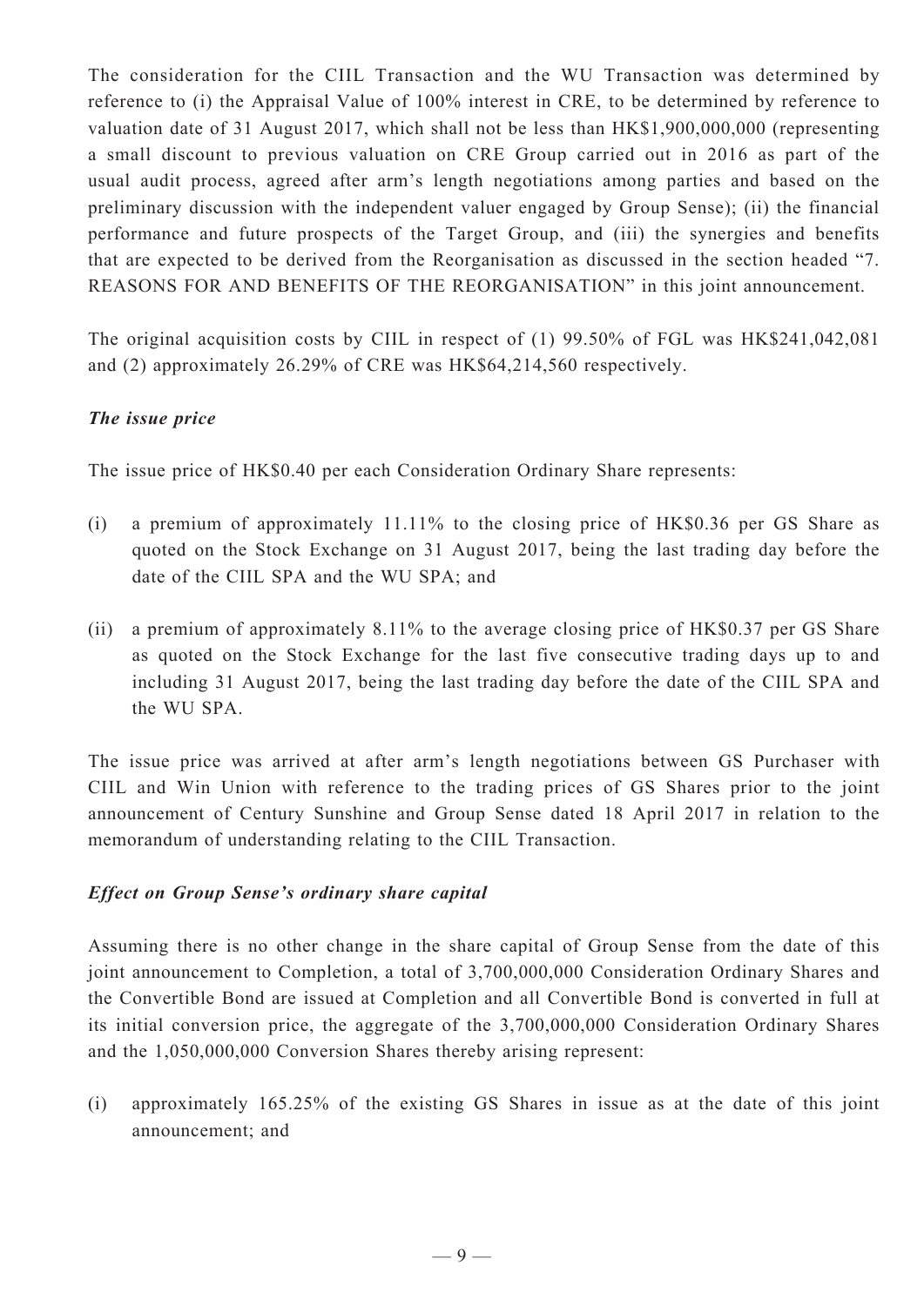The consideration for the CIIL Transaction and the WU Transaction was determined by reference to (i) the Appraisal Value of 100% interest in CRE, to be determined by reference to valuation date of 31 August 2017, which shall not be less than HK$1,900,000,000 (representing a small discount to previous valuation on CRE Group carried out in 2016 as part of the usual audit process, agreed after arm's length negotiations among parties and based on the preliminary discussion with the independent valuer engaged by Group Sense); (ii) the financial performance and future prospects of the Target Group, and (iii) the synergies and benefits that are expected to be derived from the Reorganisation as discussed in the section headed "7. REASONS FOR AND BENEFITS OF THE REORGANISATION" in this joint announcement.

The original acquisition costs by CIIL in respect of (1) 99.50% of FGL was HK$241,042,081 and (2) approximately 26.29% of CRE was HK$64,214,560 respectively.

***The issue price***

The issue price of HK$0.40 per each Consideration Ordinary Share represents:

(i) a premium of approximately 11.11% to the closing price of HK$0.36 per GS Share as quoted on the Stock Exchange on 31 August 2017, being the last trading day before the date of the CIIL SPA and the WU SPA; and

(ii) a premium of approximately 8.11% to the average closing price of HK$0.37 per GS Share as quoted on the Stock Exchange for the last five consecutive trading days up to and including 31 August 2017, being the last trading day before the date of the CIIL SPA and the WU SPA.

The issue price was arrived at after arm's length negotiations between GS Purchaser with CIIL and Win Union with reference to the trading prices of GS Shares prior to the joint announcement of Century Sunshine and Group Sense dated 18 April 2017 in relation to the memorandum of understanding relating to the CIIL Transaction.

***Effect on Group Sense's ordinary share capital***

Assuming there is no other change in the share capital of Group Sense from the date of this joint announcement to Completion, a total of 3,700,000,000 Consideration Ordinary Shares and the Convertible Bond are issued at Completion and all Convertible Bond is converted in full at its initial conversion price, the aggregate of the 3,700,000,000 Consideration Ordinary Shares and the 1,050,000,000 Conversion Shares thereby arising represent:

(i) approximately 165.25% of the existing GS Shares in issue as at the date of this joint announcement; and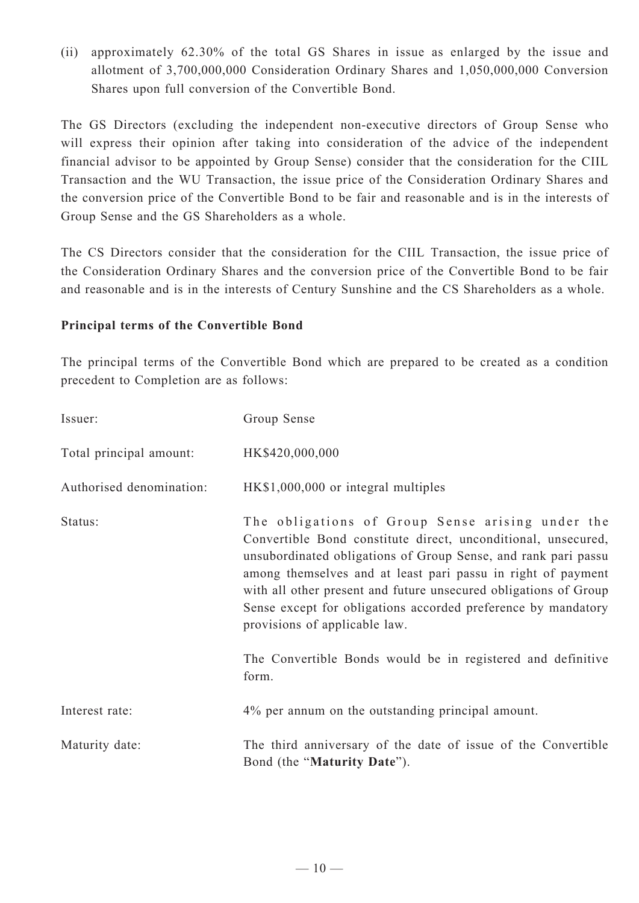(ii) approximately 62.30% of the total GS Shares in issue as enlarged by the issue and allotment of 3,700,000,000 Consideration Ordinary Shares and 1,050,000,000 Conversion Shares upon full conversion of the Convertible Bond.

The GS Directors (excluding the independent non-executive directors of Group Sense who will express their opinion after taking into consideration of the advice of the independent financial advisor to be appointed by Group Sense) consider that the consideration for the CIIL Transaction and the WU Transaction, the issue price of the Consideration Ordinary Shares and the conversion price of the Convertible Bond to be fair and reasonable and is in the interests of Group Sense and the GS Shareholders as a whole.

The CS Directors consider that the consideration for the CIIL Transaction, the issue price of the Consideration Ordinary Shares and the conversion price of the Convertible Bond to be fair and reasonable and is in the interests of Century Sunshine and the CS Shareholders as a whole.

**Principal terms of the Convertible Bond**

The principal terms of the Convertible Bond which are prepared to be created as a condition precedent to Completion are as follows:

| | |
|---|---|
| Issuer: | Group Sense |
| Total principal amount: | HK$420,000,000 |
| Authorised denomination: | HK$1,000,000 or integral multiples |
| Status: | The obligations of Group Sense arising under the Convertible Bond constitute direct, unconditional, unsecured, unsubordinated obligations of Group Sense, and rank pari passu among themselves and at least pari passu in right of payment with all other present and future unsecured obligations of Group Sense except for obligations accorded preference by mandatory provisions of applicable law.<br><br>The Convertible Bonds would be in registered and definitive form. |
| Interest rate: | 4% per annum on the outstanding principal amount. |
| Maturity date: | The third anniversary of the date of issue of the Convertible Bond (the "**Maturity Date**"). |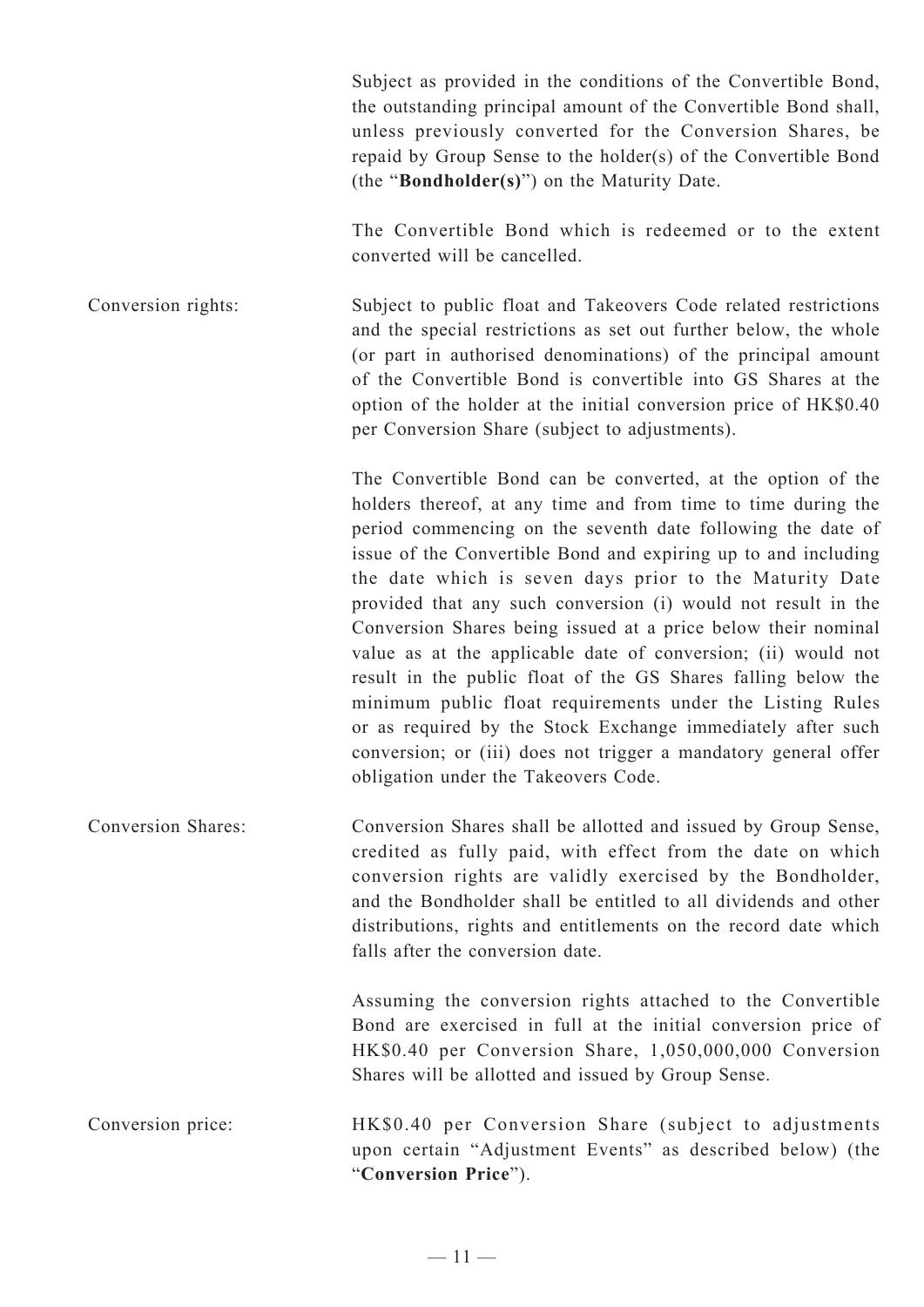Subject as provided in the conditions of the Convertible Bond, the outstanding principal amount of the Convertible Bond shall, unless previously converted for the Conversion Shares, be repaid by Group Sense to the holder(s) of the Convertible Bond (the "**Bondholder(s)**") on the Maturity Date.

The Convertible Bond which is redeemed or to the extent converted will be cancelled.

Conversion rights: Subject to public float and Takeovers Code related restrictions and the special restrictions as set out further below, the whole (or part in authorised denominations) of the principal amount of the Convertible Bond is convertible into GS Shares at the option of the holder at the initial conversion price of HK$0.40 per Conversion Share (subject to adjustments).

The Convertible Bond can be converted, at the option of the holders thereof, at any time and from time to time during the period commencing on the seventh date following the date of issue of the Convertible Bond and expiring up to and including the date which is seven days prior to the Maturity Date provided that any such conversion (i) would not result in the Conversion Shares being issued at a price below their nominal value as at the applicable date of conversion; (ii) would not result in the public float of the GS Shares falling below the minimum public float requirements under the Listing Rules or as required by the Stock Exchange immediately after such conversion; or (iii) does not trigger a mandatory general offer obligation under the Takeovers Code.

Conversion Shares: Conversion Shares shall be allotted and issued by Group Sense, credited as fully paid, with effect from the date on which conversion rights are validly exercised by the Bondholder, and the Bondholder shall be entitled to all dividends and other distributions, rights and entitlements on the record date which falls after the conversion date.

Assuming the conversion rights attached to the Convertible Bond are exercised in full at the initial conversion price of HK$0.40 per Conversion Share, 1,050,000,000 Conversion Shares will be allotted and issued by Group Sense.

Conversion price: HK$0.40 per Conversion Share (subject to adjustments upon certain "Adjustment Events" as described below) (the "**Conversion Price**").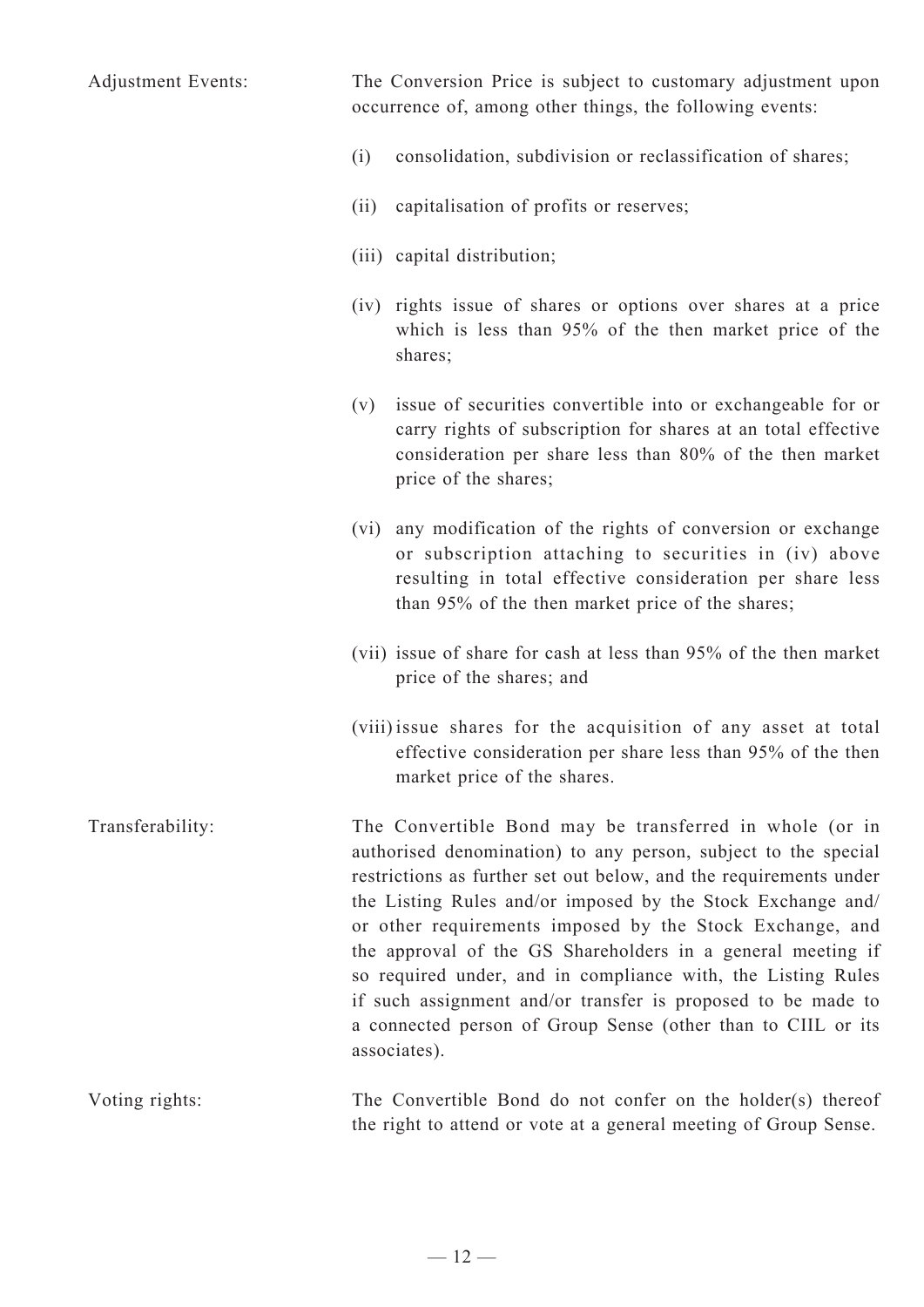Adjustment Events: The Conversion Price is subject to customary adjustment upon occurrence of, among other things, the following events:

(i) consolidation, subdivision or reclassification of shares;

(ii) capitalisation of profits or reserves;

(iii) capital distribution;

(iv) rights issue of shares or options over shares at a price which is less than 95% of the then market price of the shares;

(v) issue of securities convertible into or exchangeable for or carry rights of subscription for shares at an total effective consideration per share less than 80% of the then market price of the shares;

(vi) any modification of the rights of conversion or exchange or subscription attaching to securities in (iv) above resulting in total effective consideration per share less than 95% of the then market price of the shares;

(vii) issue of share for cash at less than 95% of the then market price of the shares; and

(viii) issue shares for the acquisition of any asset at total effective consideration per share less than 95% of the then market price of the shares.

Transferability: The Convertible Bond may be transferred in whole (or in authorised denomination) to any person, subject to the special restrictions as further set out below, and the requirements under the Listing Rules and/or imposed by the Stock Exchange and/or other requirements imposed by the Stock Exchange, and the approval of the GS Shareholders in a general meeting if so required under, and in compliance with, the Listing Rules if such assignment and/or transfer is proposed to be made to a connected person of Group Sense (other than to CIIL or its associates).

Voting rights: The Convertible Bond do not confer on the holder(s) thereof the right to attend or vote at a general meeting of Group Sense.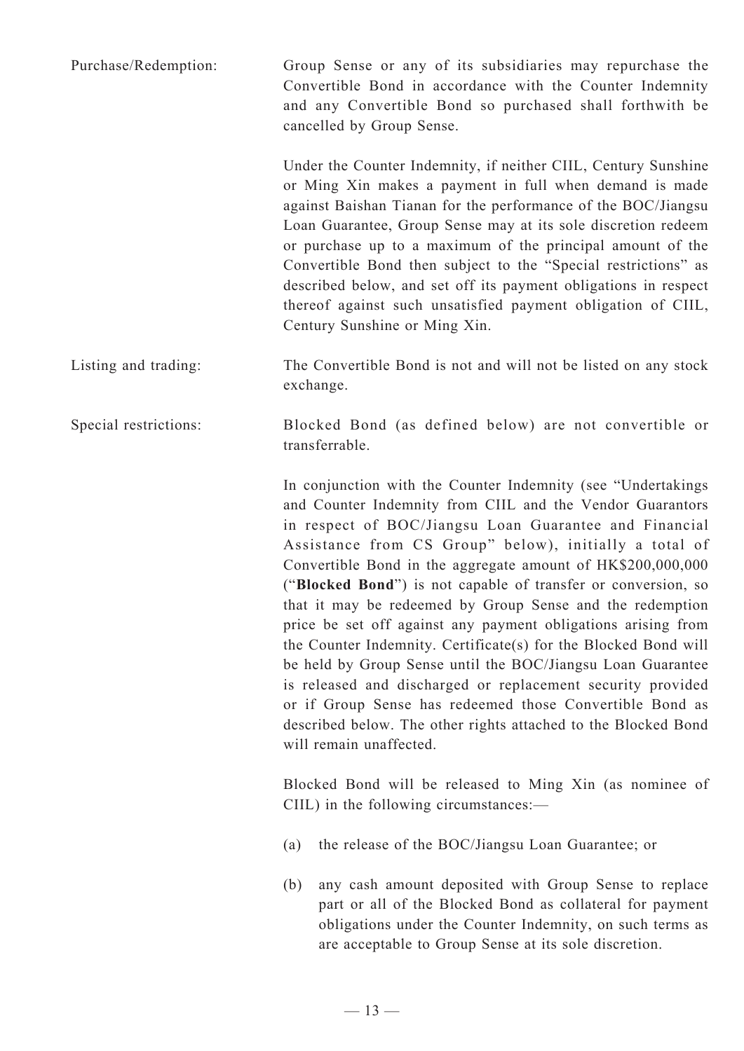| | |
|---|---|
| Purchase/Redemption: | Group Sense or any of its subsidiaries may repurchase the Convertible Bond in accordance with the Counter Indemnity and any Convertible Bond so purchased shall forthwith be cancelled by Group Sense.<br><br>Under the Counter Indemnity, if neither CIIL, Century Sunshine or Ming Xin makes a payment in full when demand is made against Baishan Tianan for the performance of the BOC/Jiangsu Loan Guarantee, Group Sense may at its sole discretion redeem or purchase up to a maximum of the principal amount of the Convertible Bond then subject to the "Special restrictions" as described below, and set off its payment obligations in respect thereof against such unsatisfied payment obligation of CIIL, Century Sunshine or Ming Xin. |
| Listing and trading: | The Convertible Bond is not and will not be listed on any stock exchange. |
| Special restrictions: | Blocked Bond (as defined below) are not convertible or transferrable.<br><br>In conjunction with the Counter Indemnity (see "Undertakings and Counter Indemnity from CIIL and the Vendor Guarantors in respect of BOC/Jiangsu Loan Guarantee and Financial Assistance from CS Group" below), initially a total of Convertible Bond in the aggregate amount of HK$200,000,000 ("**Blocked Bond**") is not capable of transfer or conversion, so that it may be redeemed by Group Sense and the redemption price be set off against any payment obligations arising from the Counter Indemnity. Certificate(s) for the Blocked Bond will be held by Group Sense until the BOC/Jiangsu Loan Guarantee is released and discharged or replacement security provided or if Group Sense has redeemed those Convertible Bond as described below. The other rights attached to the Blocked Bond will remain unaffected.<br><br>Blocked Bond will be released to Ming Xin (as nominee of CIIL) in the following circumstances:—<br><br>(a) the release of the BOC/Jiangsu Loan Guarantee; or<br><br>(b) any cash amount deposited with Group Sense to replace part or all of the Blocked Bond as collateral for payment obligations under the Counter Indemnity, on such terms as are acceptable to Group Sense at its sole discretion. |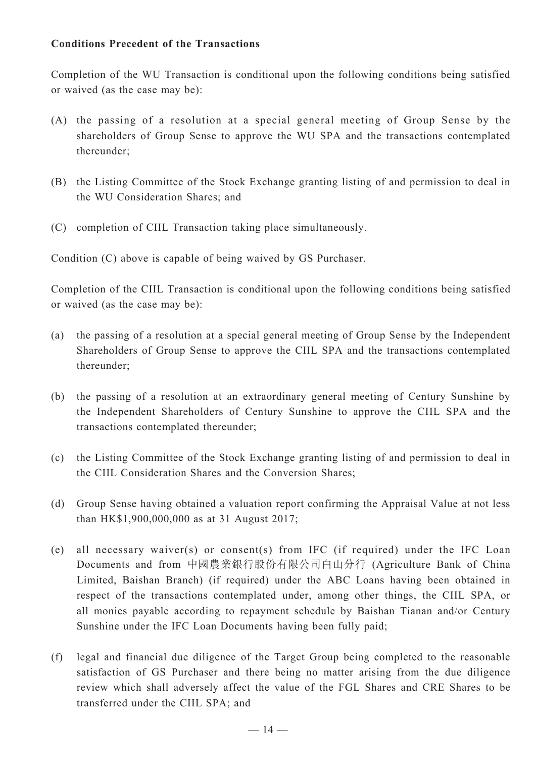**Conditions Precedent of the Transactions**

Completion of the WU Transaction is conditional upon the following conditions being satisfied or waived (as the case may be):

(A) the passing of a resolution at a special general meeting of Group Sense by the shareholders of Group Sense to approve the WU SPA and the transactions contemplated thereunder;

(B) the Listing Committee of the Stock Exchange granting listing of and permission to deal in the WU Consideration Shares; and

(C) completion of CIIL Transaction taking place simultaneously.

Condition (C) above is capable of being waived by GS Purchaser.

Completion of the CIIL Transaction is conditional upon the following conditions being satisfied or waived (as the case may be):

(a) the passing of a resolution at a special general meeting of Group Sense by the Independent Shareholders of Group Sense to approve the CIIL SPA and the transactions contemplated thereunder;

(b) the passing of a resolution at an extraordinary general meeting of Century Sunshine by the Independent Shareholders of Century Sunshine to approve the CIIL SPA and the transactions contemplated thereunder;

(c) the Listing Committee of the Stock Exchange granting listing of and permission to deal in the CIIL Consideration Shares and the Conversion Shares;

(d) Group Sense having obtained a valuation report confirming the Appraisal Value at not less than HK$1,900,000,000 as at 31 August 2017;

(e) all necessary waiver(s) or consent(s) from IFC (if required) under the IFC Loan Documents and from 中國農業銀行股份有限公司白山分行 (Agriculture Bank of China Limited, Baishan Branch) (if required) under the ABC Loans having been obtained in respect of the transactions contemplated under, among other things, the CIIL SPA, or all monies payable according to repayment schedule by Baishan Tianan and/or Century Sunshine under the IFC Loan Documents having been fully paid;

(f) legal and financial due diligence of the Target Group being completed to the reasonable satisfaction of GS Purchaser and there being no matter arising from the due diligence review which shall adversely affect the value of the FGL Shares and CRE Shares to be transferred under the CIIL SPA; and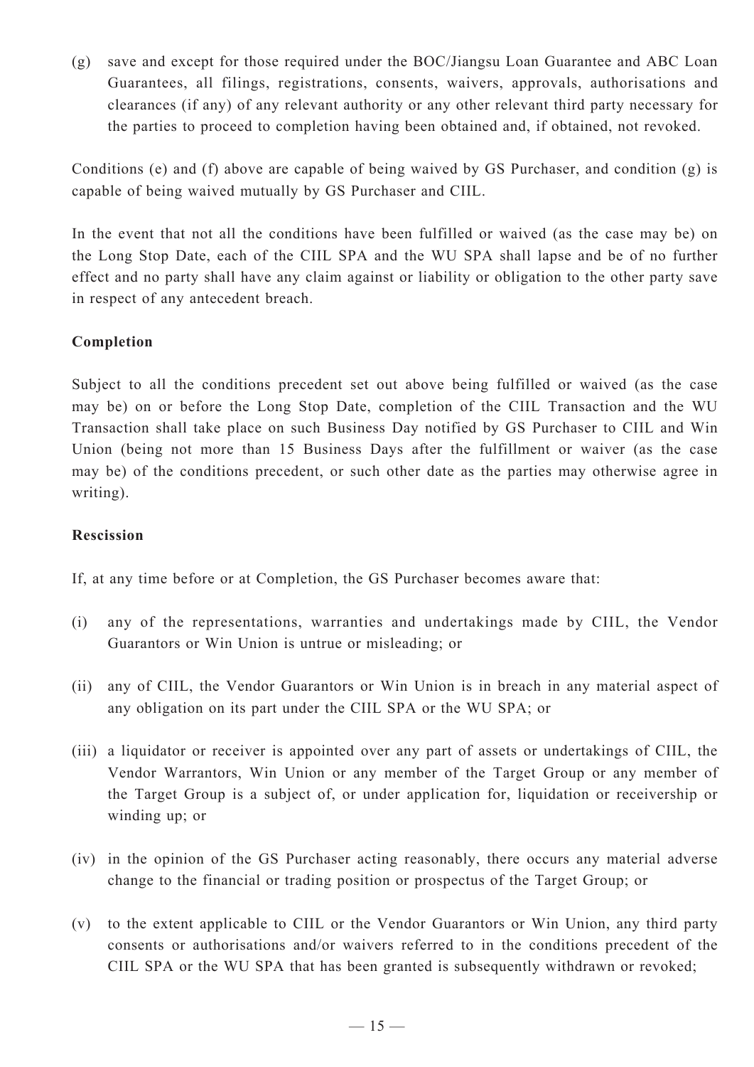(g) save and except for those required under the BOC/Jiangsu Loan Guarantee and ABC Loan Guarantees, all filings, registrations, consents, waivers, approvals, authorisations and clearances (if any) of any relevant authority or any other relevant third party necessary for the parties to proceed to completion having been obtained and, if obtained, not revoked.

Conditions (e) and (f) above are capable of being waived by GS Purchaser, and condition (g) is capable of being waived mutually by GS Purchaser and CIIL.

In the event that not all the conditions have been fulfilled or waived (as the case may be) on the Long Stop Date, each of the CIIL SPA and the WU SPA shall lapse and be of no further effect and no party shall have any claim against or liability or obligation to the other party save in respect of any antecedent breach.

**Completion**

Subject to all the conditions precedent set out above being fulfilled or waived (as the case may be) on or before the Long Stop Date, completion of the CIIL Transaction and the WU Transaction shall take place on such Business Day notified by GS Purchaser to CIIL and Win Union (being not more than 15 Business Days after the fulfillment or waiver (as the case may be) of the conditions precedent, or such other date as the parties may otherwise agree in writing).

**Rescission**

If, at any time before or at Completion, the GS Purchaser becomes aware that:

(i) any of the representations, warranties and undertakings made by CIIL, the Vendor Guarantors or Win Union is untrue or misleading; or

(ii) any of CIIL, the Vendor Guarantors or Win Union is in breach in any material aspect of any obligation on its part under the CIIL SPA or the WU SPA; or

(iii) a liquidator or receiver is appointed over any part of assets or undertakings of CIIL, the Vendor Warrantors, Win Union or any member of the Target Group or any member of the Target Group is a subject of, or under application for, liquidation or receivership or winding up; or

(iv) in the opinion of the GS Purchaser acting reasonably, there occurs any material adverse change to the financial or trading position or prospectus of the Target Group; or

(v) to the extent applicable to CIIL or the Vendor Guarantors or Win Union, any third party consents or authorisations and/or waivers referred to in the conditions precedent of the CIIL SPA or the WU SPA that has been granted is subsequently withdrawn or revoked;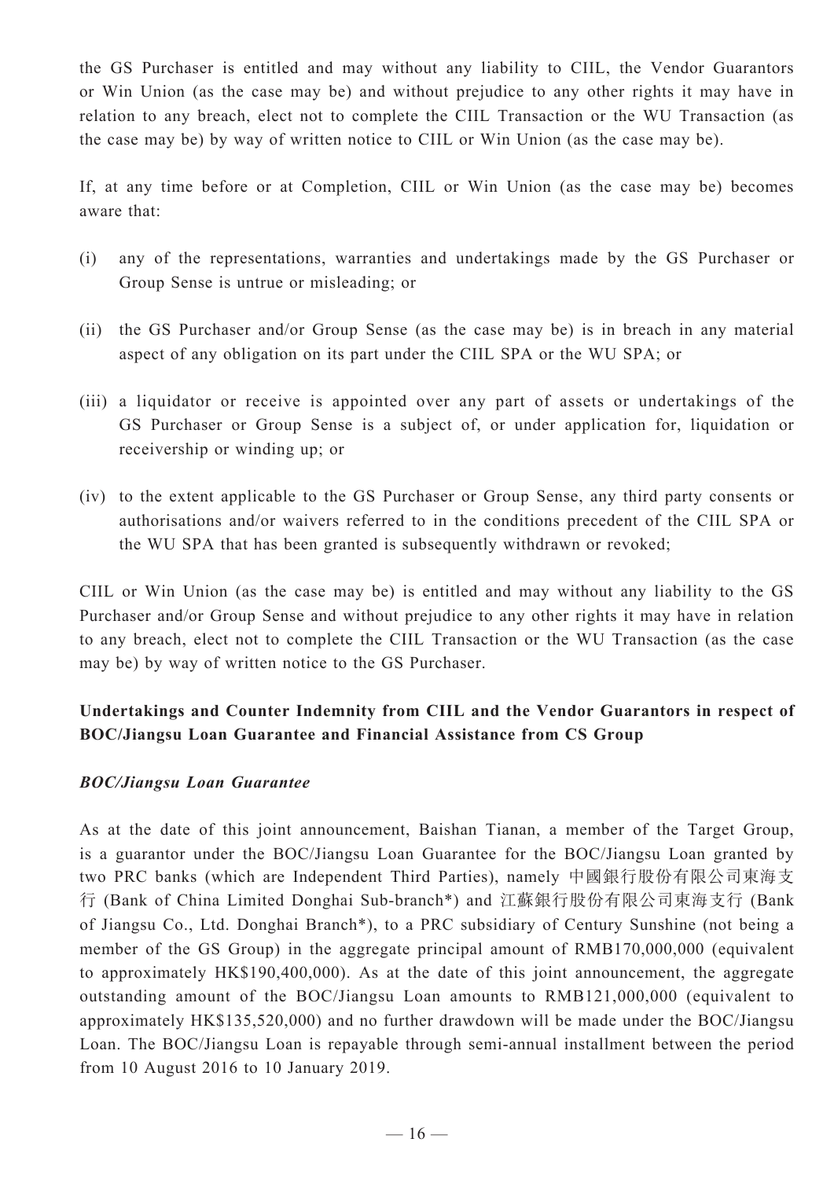the GS Purchaser is entitled and may without any liability to CIIL, the Vendor Guarantors or Win Union (as the case may be) and without prejudice to any other rights it may have in relation to any breach, elect not to complete the CIIL Transaction or the WU Transaction (as the case may be) by way of written notice to CIIL or Win Union (as the case may be).

If, at any time before or at Completion, CIIL or Win Union (as the case may be) becomes aware that:

(i) any of the representations, warranties and undertakings made by the GS Purchaser or Group Sense is untrue or misleading; or

(ii) the GS Purchaser and/or Group Sense (as the case may be) is in breach in any material aspect of any obligation on its part under the CIIL SPA or the WU SPA; or

(iii) a liquidator or receive is appointed over any part of assets or undertakings of the GS Purchaser or Group Sense is a subject of, or under application for, liquidation or receivership or winding up; or

(iv) to the extent applicable to the GS Purchaser or Group Sense, any third party consents or authorisations and/or waivers referred to in the conditions precedent of the CIIL SPA or the WU SPA that has been granted is subsequently withdrawn or revoked;

CIIL or Win Union (as the case may be) is entitled and may without any liability to the GS Purchaser and/or Group Sense and without prejudice to any other rights it may have in relation to any breach, elect not to complete the CIIL Transaction or the WU Transaction (as the case may be) by way of written notice to the GS Purchaser.

**Undertakings and Counter Indemnity from CIIL and the Vendor Guarantors in respect of BOC/Jiangsu Loan Guarantee and Financial Assistance from CS Group**

***BOC/Jiangsu Loan Guarantee***

As at the date of this joint announcement, Baishan Tianan, a member of the Target Group, is a guarantor under the BOC/Jiangsu Loan Guarantee for the BOC/Jiangsu Loan granted by two PRC banks (which are Independent Third Parties), namely 中國銀行股份有限公司東海支行 (Bank of China Limited Donghai Sub-branch*) and 江蘇銀行股份有限公司東海支行 (Bank of Jiangsu Co., Ltd. Donghai Branch*), to a PRC subsidiary of Century Sunshine (not being a member of the GS Group) in the aggregate principal amount of RMB170,000,000 (equivalent to approximately HK$190,400,000). As at the date of this joint announcement, the aggregate outstanding amount of the BOC/Jiangsu Loan amounts to RMB121,000,000 (equivalent to approximately HK$135,520,000) and no further drawdown will be made under the BOC/Jiangsu Loan. The BOC/Jiangsu Loan is repayable through semi-annual installment between the period from 10 August 2016 to 10 January 2019.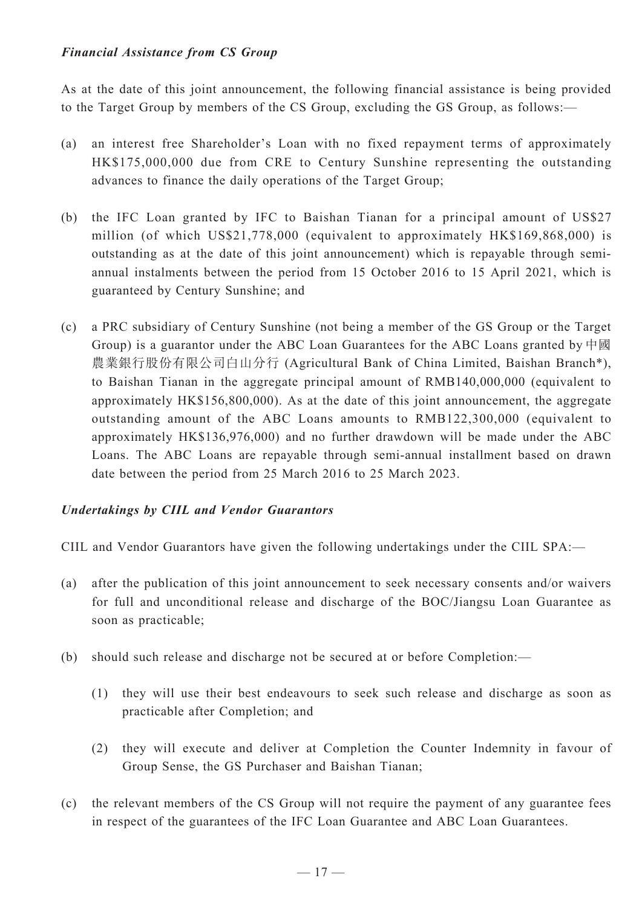***Financial Assistance from CS Group***

As at the date of this joint announcement, the following financial assistance is being provided to the Target Group by members of the CS Group, excluding the GS Group, as follows:—

(a) an interest free Shareholder's Loan with no fixed repayment terms of approximately HK$175,000,000 due from CRE to Century Sunshine representing the outstanding advances to finance the daily operations of the Target Group;

(b) the IFC Loan granted by IFC to Baishan Tianan for a principal amount of US$27 million (of which US$21,778,000 (equivalent to approximately HK$169,868,000) is outstanding as at the date of this joint announcement) which is repayable through semi-annual instalments between the period from 15 October 2016 to 15 April 2021, which is guaranteed by Century Sunshine; and

(c) a PRC subsidiary of Century Sunshine (not being a member of the GS Group or the Target Group) is a guarantor under the ABC Loan Guarantees for the ABC Loans granted by 中國農業銀行股份有限公司白山分行 (Agricultural Bank of China Limited, Baishan Branch*), to Baishan Tianan in the aggregate principal amount of RMB140,000,000 (equivalent to approximately HK$156,800,000). As at the date of this joint announcement, the aggregate outstanding amount of the ABC Loans amounts to RMB122,300,000 (equivalent to approximately HK$136,976,000) and no further drawdown will be made under the ABC Loans. The ABC Loans are repayable through semi-annual installment based on drawn date between the period from 25 March 2016 to 25 March 2023.

***Undertakings by CIIL and Vendor Guarantors***

CIIL and Vendor Guarantors have given the following undertakings under the CIIL SPA:—

(a) after the publication of this joint announcement to seek necessary consents and/or waivers for full and unconditional release and discharge of the BOC/Jiangsu Loan Guarantee as soon as practicable;

(b) should such release and discharge not be secured at or before Completion:—

    (1) they will use their best endeavours to seek such release and discharge as soon as practicable after Completion; and

    (2) they will execute and deliver at Completion the Counter Indemnity in favour of Group Sense, the GS Purchaser and Baishan Tianan;

(c) the relevant members of the CS Group will not require the payment of any guarantee fees in respect of the guarantees of the IFC Loan Guarantee and ABC Loan Guarantees.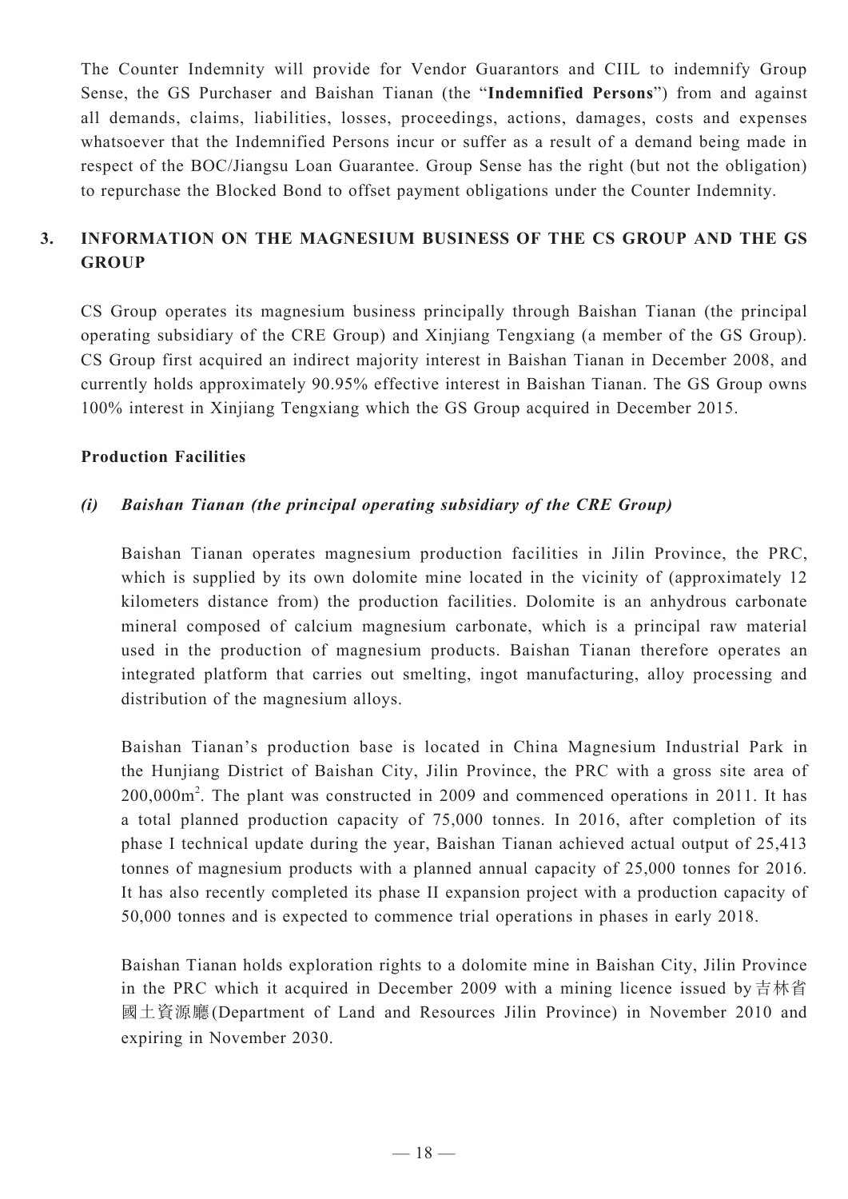The Counter Indemnity will provide for Vendor Guarantors and CIIL to indemnify Group Sense, the GS Purchaser and Baishan Tianan (the "**Indemnified Persons**") from and against all demands, claims, liabilities, losses, proceedings, actions, damages, costs and expenses whatsoever that the Indemnified Persons incur or suffer as a result of a demand being made in respect of the BOC/Jiangsu Loan Guarantee. Group Sense has the right (but not the obligation) to repurchase the Blocked Bond to offset payment obligations under the Counter Indemnity.

## 3. INFORMATION ON THE MAGNESIUM BUSINESS OF THE CS GROUP AND THE GS GROUP

CS Group operates its magnesium business principally through Baishan Tianan (the principal operating subsidiary of the CRE Group) and Xinjiang Tengxiang (a member of the GS Group). CS Group first acquired an indirect majority interest in Baishan Tianan in December 2008, and currently holds approximately 90.95% effective interest in Baishan Tianan. The GS Group owns 100% interest in Xinjiang Tengxiang which the GS Group acquired in December 2015.

**Production Facilities**

***(i) Baishan Tianan (the principal operating subsidiary of the CRE Group)***

Baishan Tianan operates magnesium production facilities in Jilin Province, the PRC, which is supplied by its own dolomite mine located in the vicinity of (approximately 12 kilometers distance from) the production facilities. Dolomite is an anhydrous carbonate mineral composed of calcium magnesium carbonate, which is a principal raw material used in the production of magnesium products. Baishan Tianan therefore operates an integrated platform that carries out smelting, ingot manufacturing, alloy processing and distribution of the magnesium alloys.

Baishan Tianan's production base is located in China Magnesium Industrial Park in the Hunjiang District of Baishan City, Jilin Province, the PRC with a gross site area of 200,000m$^2$. The plant was constructed in 2009 and commenced operations in 2011. It has a total planned production capacity of 75,000 tonnes. In 2016, after completion of its phase I technical update during the year, Baishan Tianan achieved actual output of 25,413 tonnes of magnesium products with a planned annual capacity of 25,000 tonnes for 2016. It has also recently completed its phase II expansion project with a production capacity of 50,000 tonnes and is expected to commence trial operations in phases in early 2018.

Baishan Tianan holds exploration rights to a dolomite mine in Baishan City, Jilin Province in the PRC which it acquired in December 2009 with a mining licence issued by 吉林省國土資源廳 (Department of Land and Resources Jilin Province) in November 2010 and expiring in November 2030.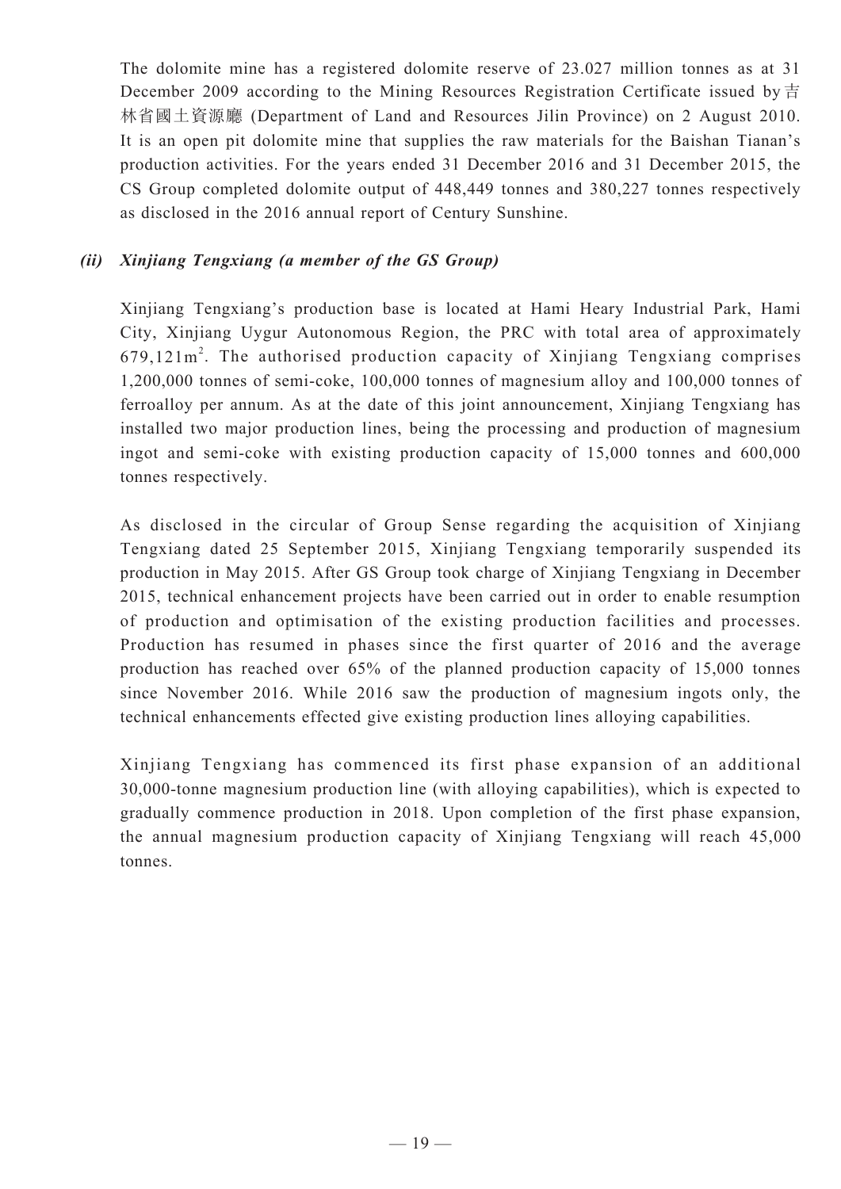The dolomite mine has a registered dolomite reserve of 23.027 million tonnes as at 31 December 2009 according to the Mining Resources Registration Certificate issued by 吉林省國土資源廳 (Department of Land and Resources Jilin Province) on 2 August 2010. It is an open pit dolomite mine that supplies the raw materials for the Baishan Tianan's production activities. For the years ended 31 December 2016 and 31 December 2015, the CS Group completed dolomite output of 448,449 tonnes and 380,227 tonnes respectively as disclosed in the 2016 annual report of Century Sunshine.

***(ii) Xinjiang Tengxiang (a member of the GS Group)***

Xinjiang Tengxiang's production base is located at Hami Heary Industrial Park, Hami City, Xinjiang Uygur Autonomous Region, the PRC with total area of approximately $679{,}121m^2$. The authorised production capacity of Xinjiang Tengxiang comprises 1,200,000 tonnes of semi-coke, 100,000 tonnes of magnesium alloy and 100,000 tonnes of ferroalloy per annum. As at the date of this joint announcement, Xinjiang Tengxiang has installed two major production lines, being the processing and production of magnesium ingot and semi-coke with existing production capacity of 15,000 tonnes and 600,000 tonnes respectively.

As disclosed in the circular of Group Sense regarding the acquisition of Xinjiang Tengxiang dated 25 September 2015, Xinjiang Tengxiang temporarily suspended its production in May 2015. After GS Group took charge of Xinjiang Tengxiang in December 2015, technical enhancement projects have been carried out in order to enable resumption of production and optimisation of the existing production facilities and processes. Production has resumed in phases since the first quarter of 2016 and the average production has reached over 65% of the planned production capacity of 15,000 tonnes since November 2016. While 2016 saw the production of magnesium ingots only, the technical enhancements effected give existing production lines alloying capabilities.

Xinjiang Tengxiang has commenced its first phase expansion of an additional 30,000-tonne magnesium production line (with alloying capabilities), which is expected to gradually commence production in 2018. Upon completion of the first phase expansion, the annual magnesium production capacity of Xinjiang Tengxiang will reach 45,000 tonnes.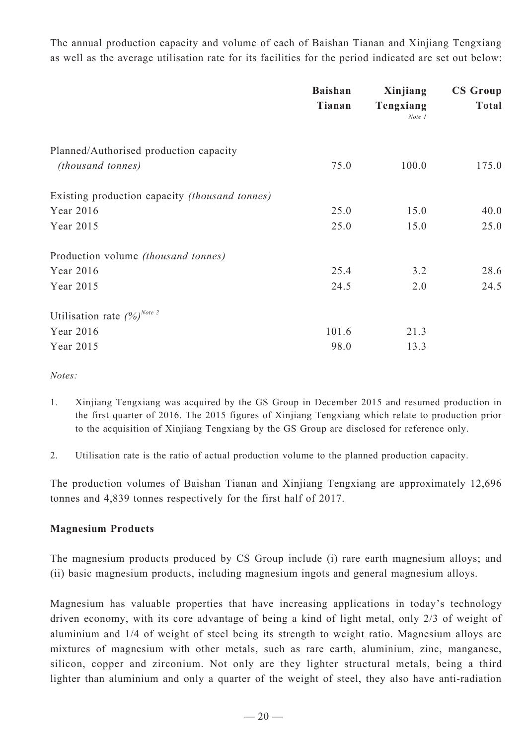The annual production capacity and volume of each of Baishan Tianan and Xinjiang Tengxiang as well as the average utilisation rate for its facilities for the period indicated are set out below:

| | **Baishan Tianan** | **Xinjiang Tengxiang** *Note 1* | **CS Group Total** |
|---|---|---|---|
| Planned/Authorised production capacity *(thousand tonnes)* | 75.0 | 100.0 | 175.0 |
| Existing production capacity *(thousand tonnes)* | | | |
| Year 2016 | 25.0 | 15.0 | 40.0 |
| Year 2015 | 25.0 | 15.0 | 25.0 |
| Production volume *(thousand tonnes)* | | | |
| Year 2016 | 25.4 | 3.2 | 28.6 |
| Year 2015 | 24.5 | 2.0 | 24.5 |
| Utilisation rate *(%)* Note 2 | | | |
| Year 2016 | 101.6 | 21.3 | |
| Year 2015 | 98.0 | 13.3 | |

*Notes:*

1. Xinjiang Tengxiang was acquired by the GS Group in December 2015 and resumed production in the first quarter of 2016. The 2015 figures of Xinjiang Tengxiang which relate to production prior to the acquisition of Xinjiang Tengxiang by the GS Group are disclosed for reference only.

2. Utilisation rate is the ratio of actual production volume to the planned production capacity.

The production volumes of Baishan Tianan and Xinjiang Tengxiang are approximately 12,696 tonnes and 4,839 tonnes respectively for the first half of 2017.

**Magnesium Products**

The magnesium products produced by CS Group include (i) rare earth magnesium alloys; and (ii) basic magnesium products, including magnesium ingots and general magnesium alloys.

Magnesium has valuable properties that have increasing applications in today's technology driven economy, with its core advantage of being a kind of light metal, only 2/3 of weight of aluminium and 1/4 of weight of steel being its strength to weight ratio. Magnesium alloys are mixtures of magnesium with other metals, such as rare earth, aluminium, zinc, manganese, silicon, copper and zirconium. Not only are they lighter structural metals, being a third lighter than aluminium and only a quarter of the weight of steel, they also have anti-radiation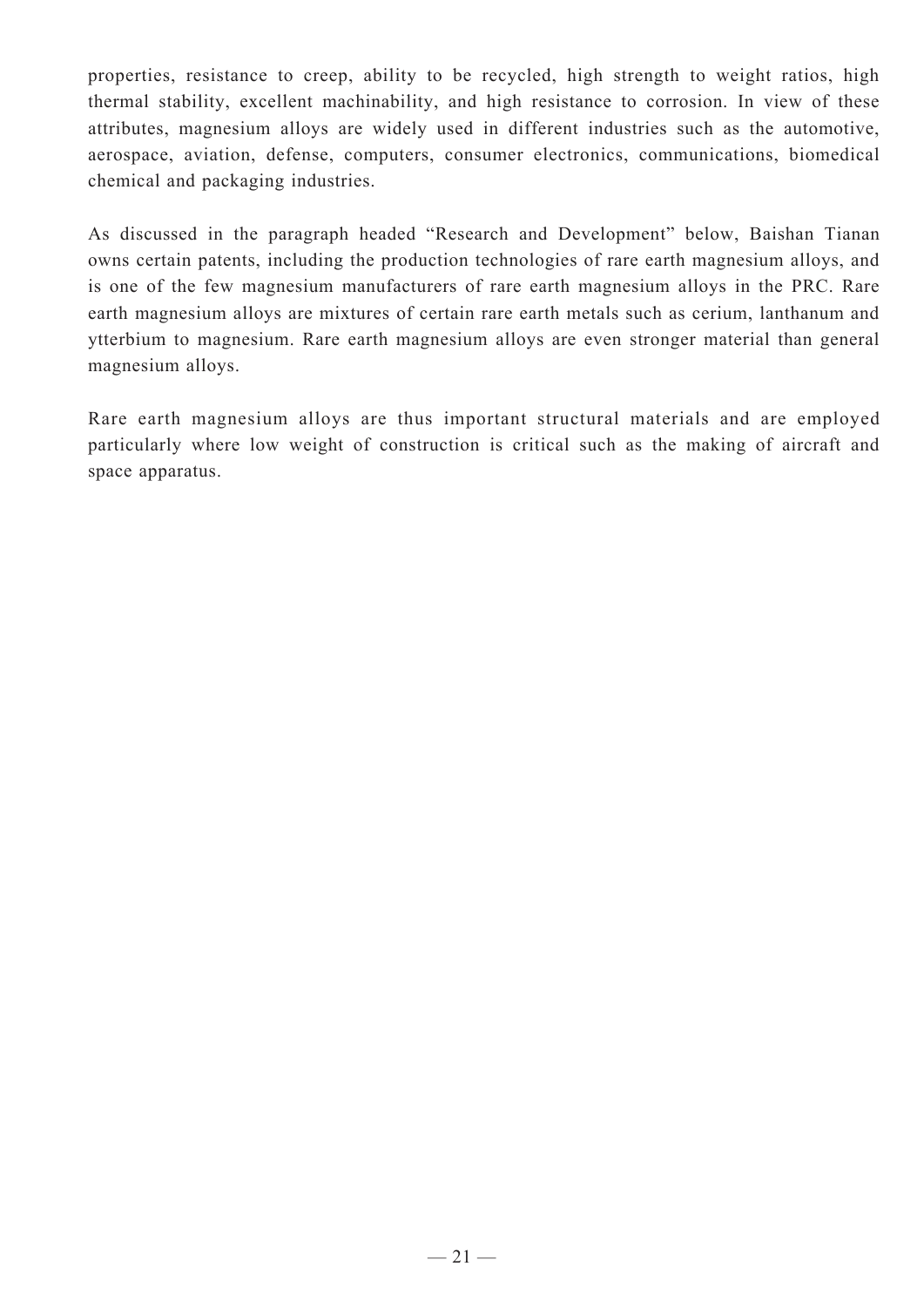properties, resistance to creep, ability to be recycled, high strength to weight ratios, high thermal stability, excellent machinability, and high resistance to corrosion. In view of these attributes, magnesium alloys are widely used in different industries such as the automotive, aerospace, aviation, defense, computers, consumer electronics, communications, biomedical chemical and packaging industries.

As discussed in the paragraph headed "Research and Development" below, Baishan Tianan owns certain patents, including the production technologies of rare earth magnesium alloys, and is one of the few magnesium manufacturers of rare earth magnesium alloys in the PRC. Rare earth magnesium alloys are mixtures of certain rare earth metals such as cerium, lanthanum and ytterbium to magnesium. Rare earth magnesium alloys are even stronger material than general magnesium alloys.

Rare earth magnesium alloys are thus important structural materials and are employed particularly where low weight of construction is critical such as the making of aircraft and space apparatus.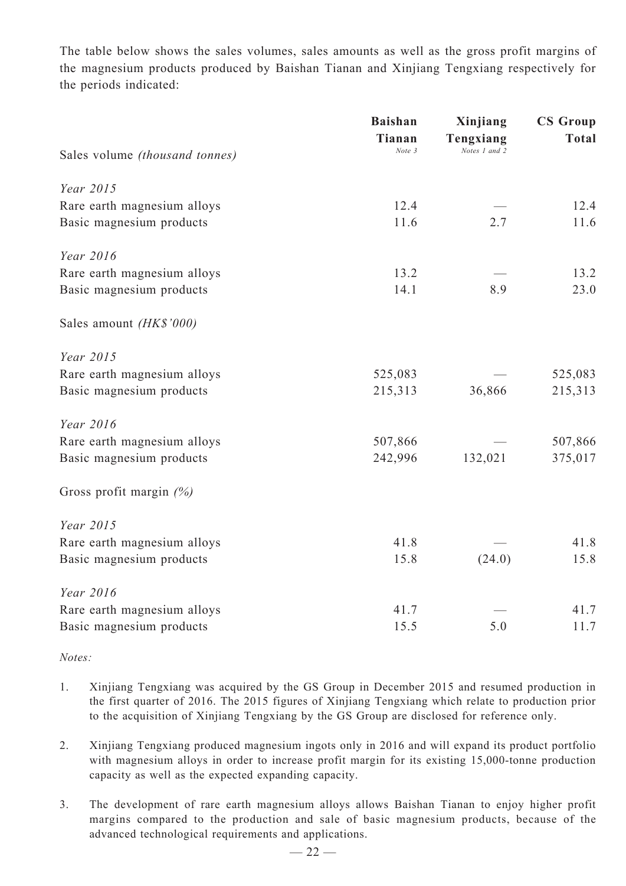The table below shows the sales volumes, sales amounts as well as the gross profit margins of the magnesium products produced by Baishan Tianan and Xinjiang Tengxiang respectively for the periods indicated:

| | Baishan Tianan *Note 3* | Xinjiang Tengxiang *Notes 1 and 2* | CS Group Total |
|---|---|---|---|
| Sales volume *(thousand tonnes)* | | | |
| *Year 2015* | | | |
| Rare earth magnesium alloys | 12.4 | — | 12.4 |
| Basic magnesium products | 11.6 | 2.7 | 11.6 |
| *Year 2016* | | | |
| Rare earth magnesium alloys | 13.2 | — | 13.2 |
| Basic magnesium products | 14.1 | 8.9 | 23.0 |
| Sales amount *(HK$'000)* | | | |
| *Year 2015* | | | |
| Rare earth magnesium alloys | 525,083 | — | 525,083 |
| Basic magnesium products | 215,313 | 36,866 | 215,313 |
| *Year 2016* | | | |
| Rare earth magnesium alloys | 507,866 | — | 507,866 |
| Basic magnesium products | 242,996 | 132,021 | 375,017 |
| Gross profit margin *(%)* | | | |
| *Year 2015* | | | |
| Rare earth magnesium alloys | 41.8 | — | 41.8 |
| Basic magnesium products | 15.8 | (24.0) | 15.8 |
| *Year 2016* | | | |
| Rare earth magnesium alloys | 41.7 | — | 41.7 |
| Basic magnesium products | 15.5 | 5.0 | 11.7 |

*Notes:*

1. Xinjiang Tengxiang was acquired by the GS Group in December 2015 and resumed production in the first quarter of 2016. The 2015 figures of Xinjiang Tengxiang which relate to production prior to the acquisition of Xinjiang Tengxiang by the GS Group are disclosed for reference only.

2. Xinjiang Tengxiang produced magnesium ingots only in 2016 and will expand its product portfolio with magnesium alloys in order to increase profit margin for its existing 15,000-tonne production capacity as well as the expected expanding capacity.

3. The development of rare earth magnesium alloys allows Baishan Tianan to enjoy higher profit margins compared to the production and sale of basic magnesium products, because of the advanced technological requirements and applications.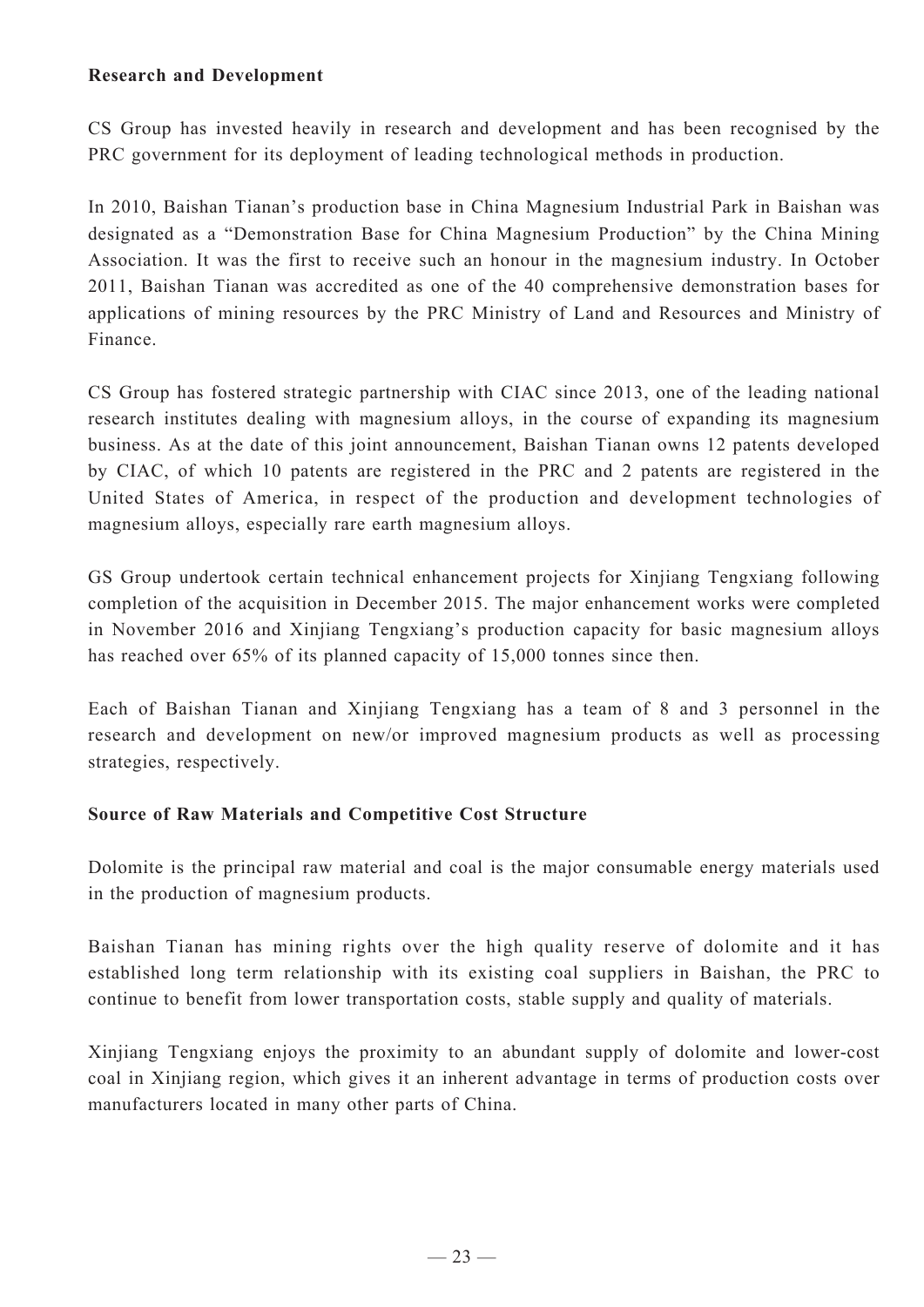**Research and Development**

CS Group has invested heavily in research and development and has been recognised by the PRC government for its deployment of leading technological methods in production.

In 2010, Baishan Tianan's production base in China Magnesium Industrial Park in Baishan was designated as a "Demonstration Base for China Magnesium Production" by the China Mining Association. It was the first to receive such an honour in the magnesium industry. In October 2011, Baishan Tianan was accredited as one of the 40 comprehensive demonstration bases for applications of mining resources by the PRC Ministry of Land and Resources and Ministry of Finance.

CS Group has fostered strategic partnership with CIAC since 2013, one of the leading national research institutes dealing with magnesium alloys, in the course of expanding its magnesium business. As at the date of this joint announcement, Baishan Tianan owns 12 patents developed by CIAC, of which 10 patents are registered in the PRC and 2 patents are registered in the United States of America, in respect of the production and development technologies of magnesium alloys, especially rare earth magnesium alloys.

GS Group undertook certain technical enhancement projects for Xinjiang Tengxiang following completion of the acquisition in December 2015. The major enhancement works were completed in November 2016 and Xinjiang Tengxiang's production capacity for basic magnesium alloys has reached over 65% of its planned capacity of 15,000 tonnes since then.

Each of Baishan Tianan and Xinjiang Tengxiang has a team of 8 and 3 personnel in the research and development on new/or improved magnesium products as well as processing strategies, respectively.

**Source of Raw Materials and Competitive Cost Structure**

Dolomite is the principal raw material and coal is the major consumable energy materials used in the production of magnesium products.

Baishan Tianan has mining rights over the high quality reserve of dolomite and it has established long term relationship with its existing coal suppliers in Baishan, the PRC to continue to benefit from lower transportation costs, stable supply and quality of materials.

Xinjiang Tengxiang enjoys the proximity to an abundant supply of dolomite and lower-cost coal in Xinjiang region, which gives it an inherent advantage in terms of production costs over manufacturers located in many other parts of China.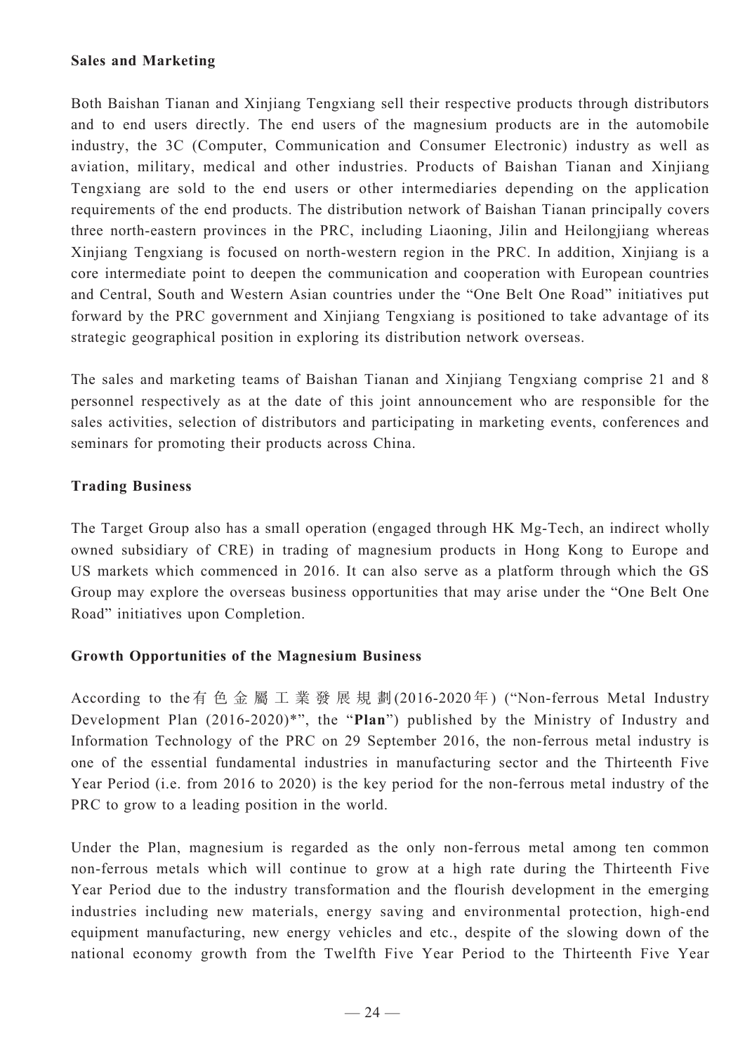**Sales and Marketing**

Both Baishan Tianan and Xinjiang Tengxiang sell their respective products through distributors and to end users directly. The end users of the magnesium products are in the automobile industry, the 3C (Computer, Communication and Consumer Electronic) industry as well as aviation, military, medical and other industries. Products of Baishan Tianan and Xinjiang Tengxiang are sold to the end users or other intermediaries depending on the application requirements of the end products. The distribution network of Baishan Tianan principally covers three north-eastern provinces in the PRC, including Liaoning, Jilin and Heilongjiang whereas Xinjiang Tengxiang is focused on north-western region in the PRC. In addition, Xinjiang is a core intermediate point to deepen the communication and cooperation with European countries and Central, South and Western Asian countries under the "One Belt One Road" initiatives put forward by the PRC government and Xinjiang Tengxiang is positioned to take advantage of its strategic geographical position in exploring its distribution network overseas.

The sales and marketing teams of Baishan Tianan and Xinjiang Tengxiang comprise 21 and 8 personnel respectively as at the date of this joint announcement who are responsible for the sales activities, selection of distributors and participating in marketing events, conferences and seminars for promoting their products across China.

**Trading Business**

The Target Group also has a small operation (engaged through HK Mg-Tech, an indirect wholly owned subsidiary of CRE) in trading of magnesium products in Hong Kong to Europe and US markets which commenced in 2016. It can also serve as a platform through which the GS Group may explore the overseas business opportunities that may arise under the "One Belt One Road" initiatives upon Completion.

**Growth Opportunities of the Magnesium Business**

According to the有色金屬工業發展規劃(2016-2020年) ("Non-ferrous Metal Industry Development Plan (2016-2020)*", the "**Plan**") published by the Ministry of Industry and Information Technology of the PRC on 29 September 2016, the non-ferrous metal industry is one of the essential fundamental industries in manufacturing sector and the Thirteenth Five Year Period (i.e. from 2016 to 2020) is the key period for the non-ferrous metal industry of the PRC to grow to a leading position in the world.

Under the Plan, magnesium is regarded as the only non-ferrous metal among ten common non-ferrous metals which will continue to grow at a high rate during the Thirteenth Five Year Period due to the industry transformation and the flourish development in the emerging industries including new materials, energy saving and environmental protection, high-end equipment manufacturing, new energy vehicles and etc., despite of the slowing down of the national economy growth from the Twelfth Five Year Period to the Thirteenth Five Year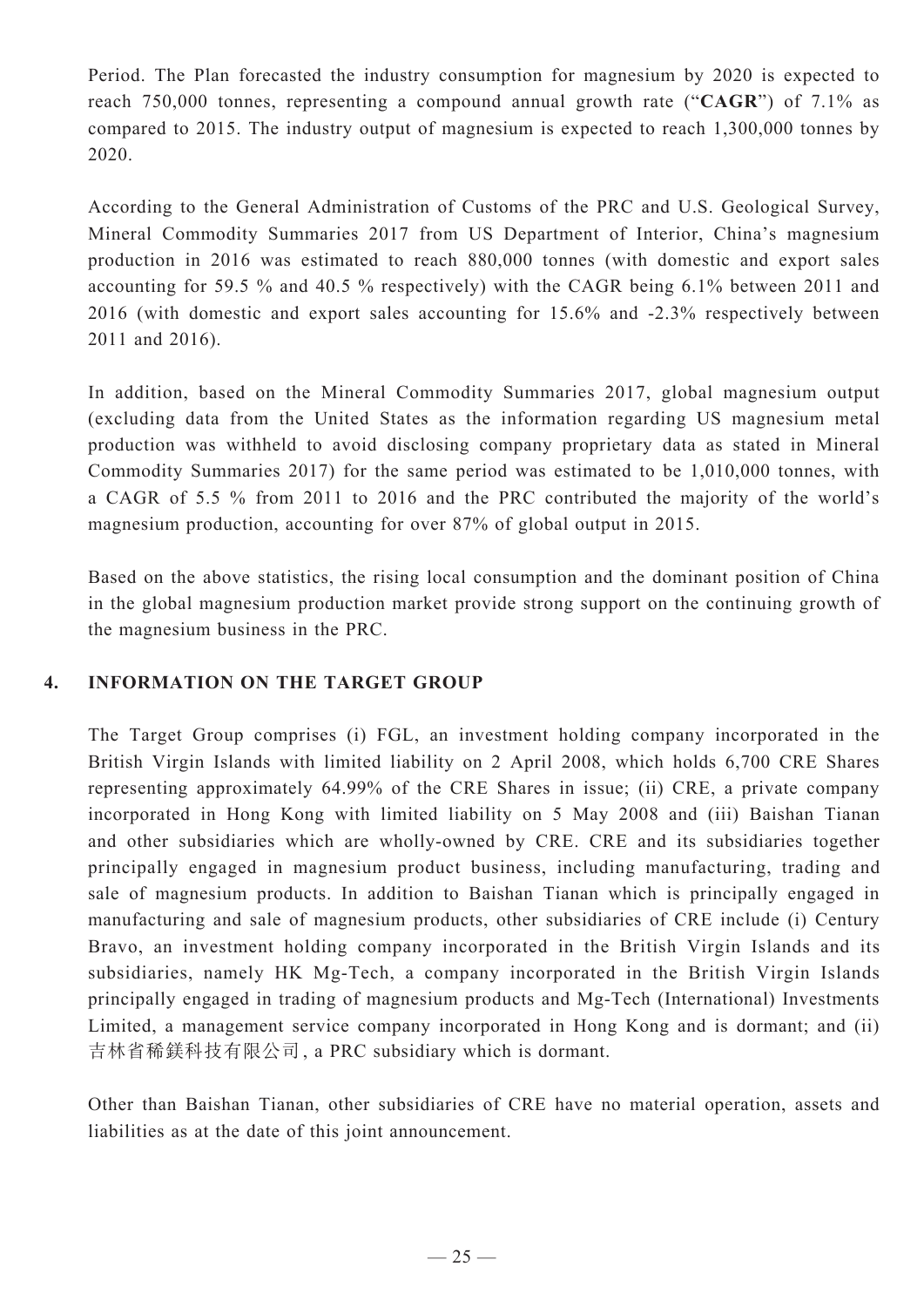Period. The Plan forecasted the industry consumption for magnesium by 2020 is expected to reach 750,000 tonnes, representing a compound annual growth rate ("**CAGR**") of 7.1% as compared to 2015. The industry output of magnesium is expected to reach 1,300,000 tonnes by 2020.

According to the General Administration of Customs of the PRC and U.S. Geological Survey, Mineral Commodity Summaries 2017 from US Department of Interior, China's magnesium production in 2016 was estimated to reach 880,000 tonnes (with domestic and export sales accounting for 59.5 % and 40.5 % respectively) with the CAGR being 6.1% between 2011 and 2016 (with domestic and export sales accounting for 15.6% and -2.3% respectively between 2011 and 2016).

In addition, based on the Mineral Commodity Summaries 2017, global magnesium output (excluding data from the United States as the information regarding US magnesium metal production was withheld to avoid disclosing company proprietary data as stated in Mineral Commodity Summaries 2017) for the same period was estimated to be 1,010,000 tonnes, with a CAGR of 5.5 % from 2011 to 2016 and the PRC contributed the majority of the world's magnesium production, accounting for over 87% of global output in 2015.

Based on the above statistics, the rising local consumption and the dominant position of China in the global magnesium production market provide strong support on the continuing growth of the magnesium business in the PRC.

## 4. INFORMATION ON THE TARGET GROUP

The Target Group comprises (i) FGL, an investment holding company incorporated in the British Virgin Islands with limited liability on 2 April 2008, which holds 6,700 CRE Shares representing approximately 64.99% of the CRE Shares in issue; (ii) CRE, a private company incorporated in Hong Kong with limited liability on 5 May 2008 and (iii) Baishan Tianan and other subsidiaries which are wholly-owned by CRE. CRE and its subsidiaries together principally engaged in magnesium product business, including manufacturing, trading and sale of magnesium products. In addition to Baishan Tianan which is principally engaged in manufacturing and sale of magnesium products, other subsidiaries of CRE include (i) Century Bravo, an investment holding company incorporated in the British Virgin Islands and its subsidiaries, namely HK Mg-Tech, a company incorporated in the British Virgin Islands principally engaged in trading of magnesium products and Mg-Tech (International) Investments Limited, a management service company incorporated in Hong Kong and is dormant; and (ii) 吉林省稀鎂科技有限公司, a PRC subsidiary which is dormant.

Other than Baishan Tianan, other subsidiaries of CRE have no material operation, assets and liabilities as at the date of this joint announcement.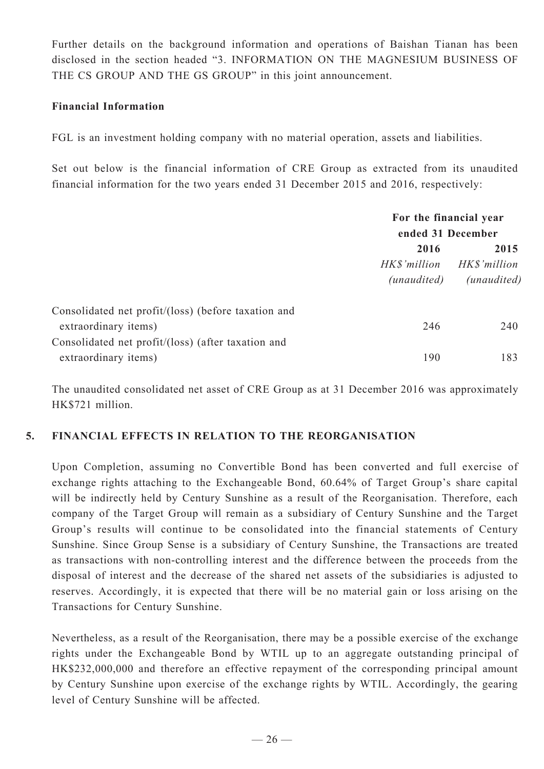Further details on the background information and operations of Baishan Tianan has been disclosed in the section headed "3. INFORMATION ON THE MAGNESIUM BUSINESS OF THE CS GROUP AND THE GS GROUP" in this joint announcement.

**Financial Information**

FGL is an investment holding company with no material operation, assets and liabilities.

Set out below is the financial information of CRE Group as extracted from its unaudited financial information for the two years ended 31 December 2015 and 2016, respectively:

| | For the financial year ended 31 December | |
|---|---|---|
| | **2016** | **2015** |
| | *HK$'million* *(unaudited)* | *HK$'million* *(unaudited)* |
| Consolidated net profit/(loss) (before taxation and extraordinary items) | 246 | 240 |
| Consolidated net profit/(loss) (after taxation and extraordinary items) | 190 | 183 |

The unaudited consolidated net asset of CRE Group as at 31 December 2016 was approximately HK$721 million.

## 5. FINANCIAL EFFECTS IN RELATION TO THE REORGANISATION

Upon Completion, assuming no Convertible Bond has been converted and full exercise of exchange rights attaching to the Exchangeable Bond, 60.64% of Target Group's share capital will be indirectly held by Century Sunshine as a result of the Reorganisation. Therefore, each company of the Target Group will remain as a subsidiary of Century Sunshine and the Target Group's results will continue to be consolidated into the financial statements of Century Sunshine. Since Group Sense is a subsidiary of Century Sunshine, the Transactions are treated as transactions with non-controlling interest and the difference between the proceeds from the disposal of interest and the decrease of the shared net assets of the subsidiaries is adjusted to reserves. Accordingly, it is expected that there will be no material gain or loss arising on the Transactions for Century Sunshine.

Nevertheless, as a result of the Reorganisation, there may be a possible exercise of the exchange rights under the Exchangeable Bond by WTIL up to an aggregate outstanding principal of HK$232,000,000 and therefore an effective repayment of the corresponding principal amount by Century Sunshine upon exercise of the exchange rights by WTIL. Accordingly, the gearing level of Century Sunshine will be affected.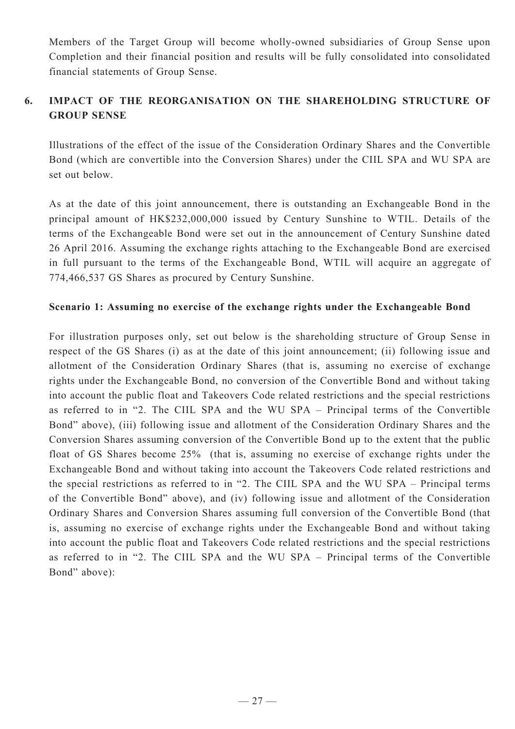Members of the Target Group will become wholly-owned subsidiaries of Group Sense upon Completion and their financial position and results will be fully consolidated into consolidated financial statements of Group Sense.

## 6. IMPACT OF THE REORGANISATION ON THE SHAREHOLDING STRUCTURE OF GROUP SENSE

Illustrations of the effect of the issue of the Consideration Ordinary Shares and the Convertible Bond (which are convertible into the Conversion Shares) under the CIIL SPA and WU SPA are set out below.

As at the date of this joint announcement, there is outstanding an Exchangeable Bond in the principal amount of HK$232,000,000 issued by Century Sunshine to WTIL. Details of the terms of the Exchangeable Bond were set out in the announcement of Century Sunshine dated 26 April 2016. Assuming the exchange rights attaching to the Exchangeable Bond are exercised in full pursuant to the terms of the Exchangeable Bond, WTIL will acquire an aggregate of 774,466,537 GS Shares as procured by Century Sunshine.

**Scenario 1: Assuming no exercise of the exchange rights under the Exchangeable Bond**

For illustration purposes only, set out below is the shareholding structure of Group Sense in respect of the GS Shares (i) as at the date of this joint announcement; (ii) following issue and allotment of the Consideration Ordinary Shares (that is, assuming no exercise of exchange rights under the Exchangeable Bond, no conversion of the Convertible Bond and without taking into account the public float and Takeovers Code related restrictions and the special restrictions as referred to in "2. The CIIL SPA and the WU SPA – Principal terms of the Convertible Bond" above), (iii) following issue and allotment of the Consideration Ordinary Shares and the Conversion Shares assuming conversion of the Convertible Bond up to the extent that the public float of GS Shares become 25% (that is, assuming no exercise of exchange rights under the Exchangeable Bond and without taking into account the Takeovers Code related restrictions and the special restrictions as referred to in "2. The CIIL SPA and the WU SPA – Principal terms of the Convertible Bond" above), and (iv) following issue and allotment of the Consideration Ordinary Shares and Conversion Shares assuming full conversion of the Convertible Bond (that is, assuming no exercise of exchange rights under the Exchangeable Bond and without taking into account the public float and Takeovers Code related restrictions and the special restrictions as referred to in "2. The CIIL SPA and the WU SPA – Principal terms of the Convertible Bond" above):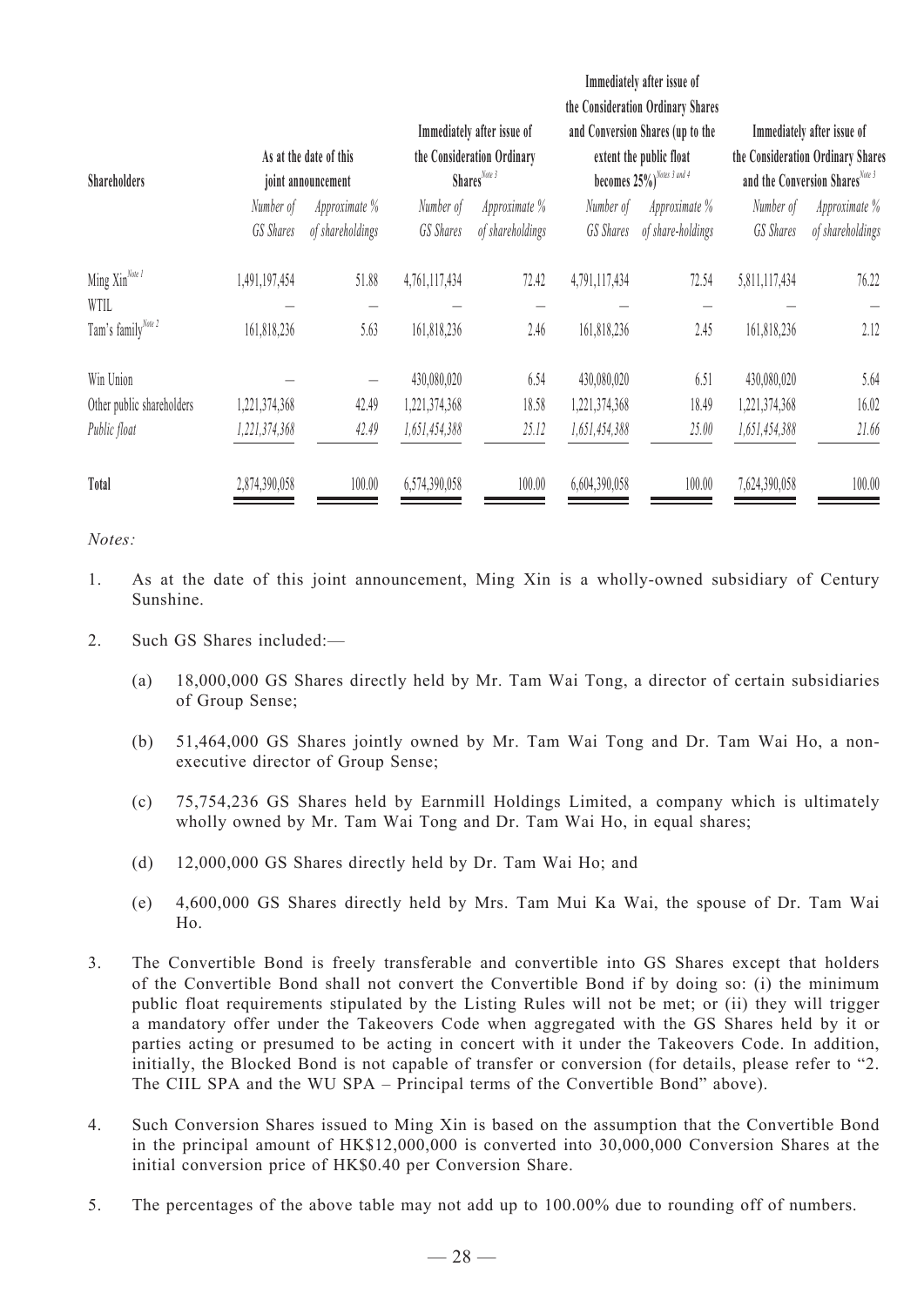| Shareholders | As at the date of this joint announcement | | Immediately after issue of the Consideration Ordinary Shares[Note 3] | | Immediately after issue of the Consideration Ordinary Shares and Conversion Shares (up to the extent the public float becomes 25%)[Notes 3 and 4] | | Immediately after issue of the Consideration Ordinary Shares and the Conversion Shares[Note 3] | |
|---|---|---|---|---|---|---|---|---|
| | *Number of GS Shares* | *Approximate % of shareholdings* | *Number of GS Shares* | *Approximate % of shareholdings* | *Number of GS Shares* | *Approximate % of share-holdings* | *Number of GS Shares* | *Approximate % of shareholdings* |
| Ming Xin[Note 1] | 1,491,197,454 | 51.88 | 4,761,117,434 | 72.42 | 4,791,117,434 | 72.54 | 5,811,117,434 | 76.22 |
| WTIL | – | – | – | – | – | – | – | – |
| Tam's family[Note 2] | 161,818,236 | 5.63 | 161,818,236 | 2.46 | 161,818,236 | 2.45 | 161,818,236 | 2.12 |
| Win Union | – | – | 430,080,020 | 6.54 | 430,080,020 | 6.51 | 430,080,020 | 5.64 |
| Other public shareholders | 1,221,374,368 | 42.49 | 1,221,374,368 | 18.58 | 1,221,374,368 | 18.49 | 1,221,374,368 | 16.02 |
| *Public float* | *1,221,374,368* | *42.49* | *1,651,454,388* | *25.12* | *1,651,454,388* | *25.00* | *1,651,454,388* | *21.66* |
| **Total** | 2,874,390,058 | 100.00 | 6,574,390,058 | 100.00 | 6,604,390,058 | 100.00 | 7,624,390,058 | 100.00 |

*Notes:*

1. As at the date of this joint announcement, Ming Xin is a wholly-owned subsidiary of Century Sunshine.

2. Such GS Shares included:—

   (a) 18,000,000 GS Shares directly held by Mr. Tam Wai Tong, a director of certain subsidiaries of Group Sense;

   (b) 51,464,000 GS Shares jointly owned by Mr. Tam Wai Tong and Dr. Tam Wai Ho, a non-executive director of Group Sense;

   (c) 75,754,236 GS Shares held by Earnmill Holdings Limited, a company which is ultimately wholly owned by Mr. Tam Wai Tong and Dr. Tam Wai Ho, in equal shares;

   (d) 12,000,000 GS Shares directly held by Dr. Tam Wai Ho; and

   (e) 4,600,000 GS Shares directly held by Mrs. Tam Mui Ka Wai, the spouse of Dr. Tam Wai Ho.

3. The Convertible Bond is freely transferable and convertible into GS Shares except that holders of the Convertible Bond shall not convert the Convertible Bond if by doing so: (i) the minimum public float requirements stipulated by the Listing Rules will not be met; or (ii) they will trigger a mandatory offer under the Takeovers Code when aggregated with the GS Shares held by it or parties acting or presumed to be acting in concert with it under the Takeovers Code. In addition, initially, the Blocked Bond is not capable of transfer or conversion (for details, please refer to "2. The CIIL SPA and the WU SPA – Principal terms of the Convertible Bond" above).

4. Such Conversion Shares issued to Ming Xin is based on the assumption that the Convertible Bond in the principal amount of HK$12,000,000 is converted into 30,000,000 Conversion Shares at the initial conversion price of HK$0.40 per Conversion Share.

5. The percentages of the above table may not add up to 100.00% due to rounding off of numbers.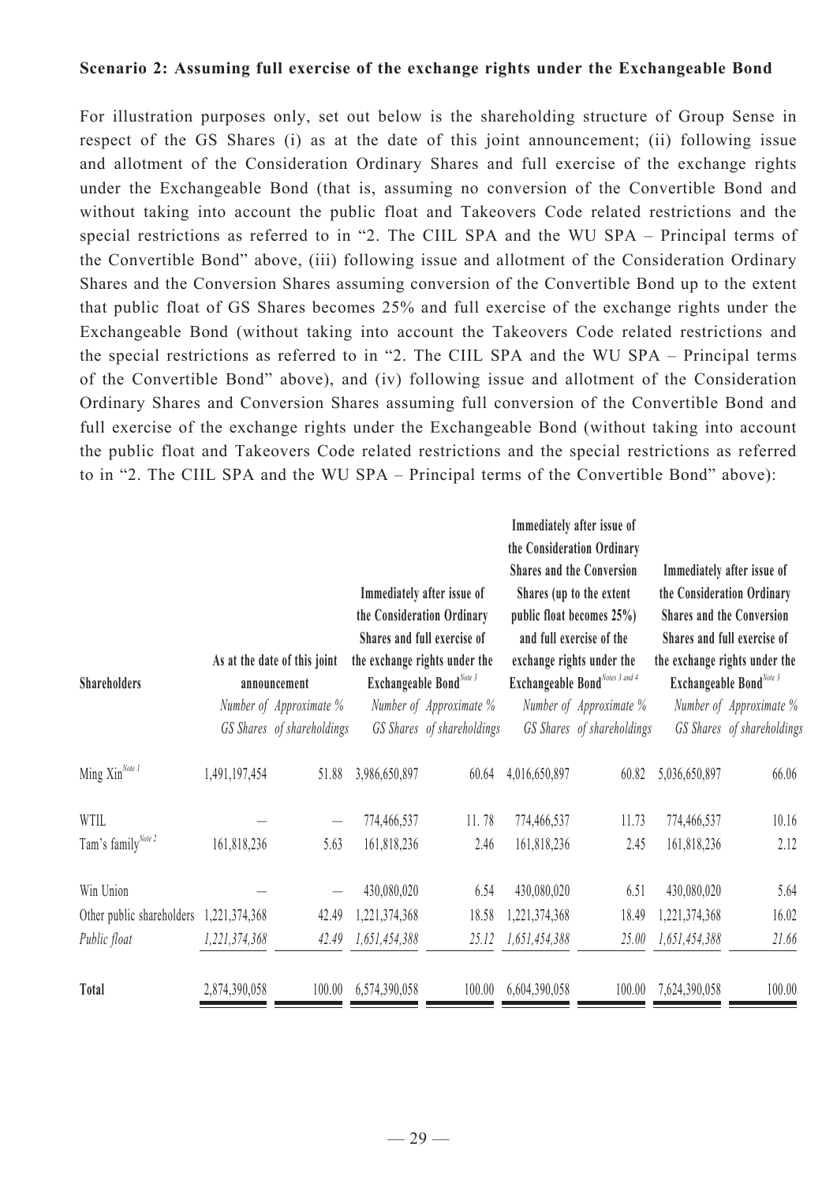**Scenario 2: Assuming full exercise of the exchange rights under the Exchangeable Bond**

For illustration purposes only, set out below is the shareholding structure of Group Sense in respect of the GS Shares (i) as at the date of this joint announcement; (ii) following issue and allotment of the Consideration Ordinary Shares and full exercise of the exchange rights under the Exchangeable Bond (that is, assuming no conversion of the Convertible Bond and without taking into account the public float and Takeovers Code related restrictions and the special restrictions as referred to in "2. The CIIL SPA and the WU SPA – Principal terms of the Convertible Bond" above, (iii) following issue and allotment of the Consideration Ordinary Shares and the Conversion Shares assuming conversion of the Convertible Bond up to the extent that public float of GS Shares becomes 25% and full exercise of the exchange rights under the Exchangeable Bond (without taking into account the Takeovers Code related restrictions and the special restrictions as referred to in "2. The CIIL SPA and the WU SPA – Principal terms of the Convertible Bond" above), and (iv) following issue and allotment of the Consideration Ordinary Shares and Conversion Shares assuming full conversion of the Convertible Bond and full exercise of the exchange rights under the Exchangeable Bond (without taking into account the public float and Takeovers Code related restrictions and the special restrictions as referred to in "2. The CIIL SPA and the WU SPA – Principal terms of the Convertible Bond" above):

| Shareholders | As at the date of this joint announcement | | Immediately after issue of the Consideration Ordinary Shares and full exercise of the exchange rights under the Exchangeable Bond[Note 3] | | Immediately after issue of the Consideration Ordinary Shares and the Conversion Shares (up to the extent public float becomes 25%) and full exercise of the exchange rights under the Exchangeable Bond[Notes 3 and 4] | | Immediately after issue of the Consideration Ordinary Shares and the Conversion Shares and full exercise of the exchange rights under the Exchangeable Bond[Note 3] | |
|---|---|---|---|---|---|---|---|---|
| | *Number of GS Shares* | *Approximate % of shareholdings* | *Number of GS Shares* | *Approximate % of shareholdings* | *Number of GS Shares* | *Approximate % of shareholdings* | *Number of GS Shares* | *Approximate % of shareholdings* |
| Ming Xin[Note 1] | 1,491,197,454 | 51.88 | 3,986,650,897 | 60.64 | 4,016,650,897 | 60.82 | 5,036,650,897 | 66.06 |
| WTIL | — | — | 774,466,537 | 11. 78 | 774,466,537 | 11.73 | 774,466,537 | 10.16 |
| Tam's family[Note 2] | 161,818,236 | 5.63 | 161,818,236 | 2.46 | 161,818,236 | 2.45 | 161,818,236 | 2.12 |
| Win Union | — | — | 430,080,020 | 6.54 | 430,080,020 | 6.51 | 430,080,020 | 5.64 |
| Other public shareholders | 1,221,374,368 | 42.49 | 1,221,374,368 | 18.58 | 1,221,374,368 | 18.49 | 1,221,374,368 | 16.02 |
| *Public float* | *1,221,374,368* | *42.49* | *1,651,454,388* | *25.12* | *1,651,454,388* | *25.00* | *1,651,454,388* | *21.66* |
| **Total** | 2,874,390,058 | 100.00 | 6,574,390,058 | 100.00 | 6,604,390,058 | 100.00 | 7,624,390,058 | 100.00 |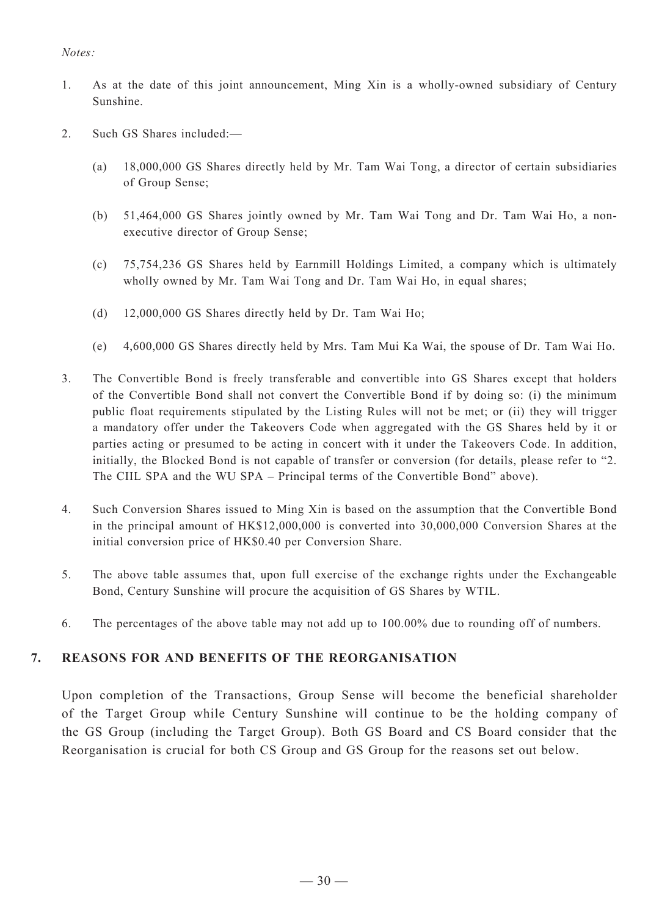*Notes:*

1. As at the date of this joint announcement, Ming Xin is a wholly-owned subsidiary of Century Sunshine.

2. Such GS Shares included:—

   (a) 18,000,000 GS Shares directly held by Mr. Tam Wai Tong, a director of certain subsidiaries of Group Sense;

   (b) 51,464,000 GS Shares jointly owned by Mr. Tam Wai Tong and Dr. Tam Wai Ho, a non-executive director of Group Sense;

   (c) 75,754,236 GS Shares held by Earnmill Holdings Limited, a company which is ultimately wholly owned by Mr. Tam Wai Tong and Dr. Tam Wai Ho, in equal shares;

   (d) 12,000,000 GS Shares directly held by Dr. Tam Wai Ho;

   (e) 4,600,000 GS Shares directly held by Mrs. Tam Mui Ka Wai, the spouse of Dr. Tam Wai Ho.

3. The Convertible Bond is freely transferable and convertible into GS Shares except that holders of the Convertible Bond shall not convert the Convertible Bond if by doing so: (i) the minimum public float requirements stipulated by the Listing Rules will not be met; or (ii) they will trigger a mandatory offer under the Takeovers Code when aggregated with the GS Shares held by it or parties acting or presumed to be acting in concert with it under the Takeovers Code. In addition, initially, the Blocked Bond is not capable of transfer or conversion (for details, please refer to "2. The CIIL SPA and the WU SPA – Principal terms of the Convertible Bond" above).

4. Such Conversion Shares issued to Ming Xin is based on the assumption that the Convertible Bond in the principal amount of HK$12,000,000 is converted into 30,000,000 Conversion Shares at the initial conversion price of HK$0.40 per Conversion Share.

5. The above table assumes that, upon full exercise of the exchange rights under the Exchangeable Bond, Century Sunshine will procure the acquisition of GS Shares by WTIL.

6. The percentages of the above table may not add up to 100.00% due to rounding off of numbers.

## 7. REASONS FOR AND BENEFITS OF THE REORGANISATION

Upon completion of the Transactions, Group Sense will become the beneficial shareholder of the Target Group while Century Sunshine will continue to be the holding company of the GS Group (including the Target Group). Both GS Board and CS Board consider that the Reorganisation is crucial for both CS Group and GS Group for the reasons set out below.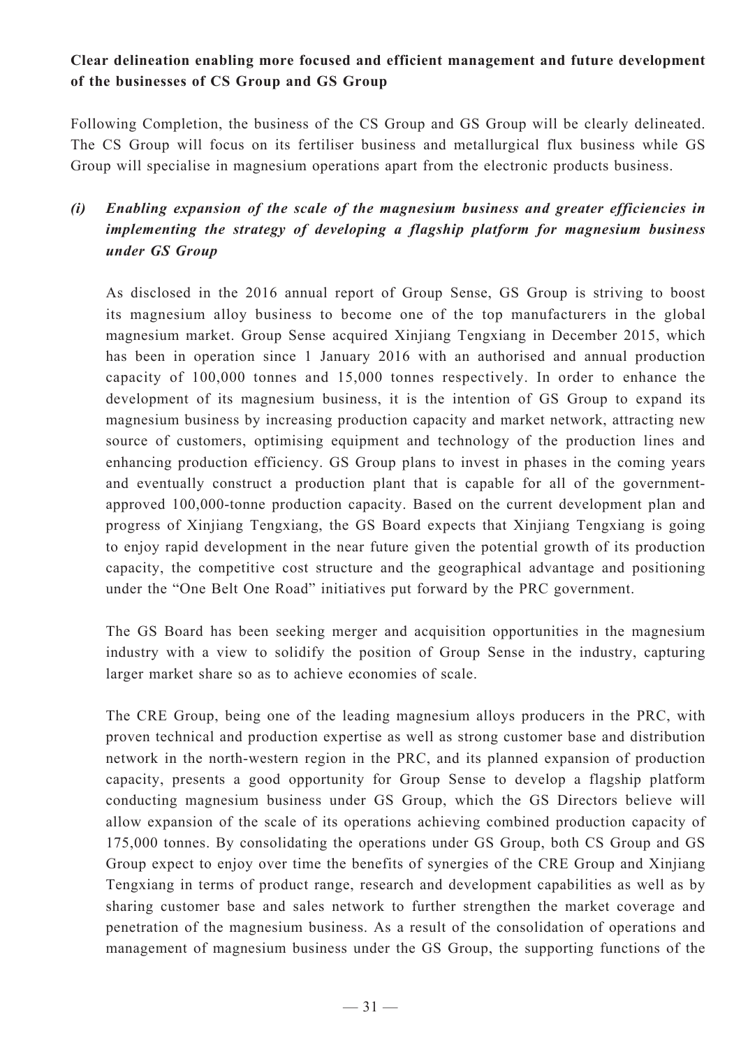**Clear delineation enabling more focused and efficient management and future development of the businesses of CS Group and GS Group**

Following Completion, the business of the CS Group and GS Group will be clearly delineated. The CS Group will focus on its fertiliser business and metallurgical flux business while GS Group will specialise in magnesium operations apart from the electronic products business.

*(i)* ***Enabling expansion of the scale of the magnesium business and greater efficiencies in implementing the strategy of developing a flagship platform for magnesium business under GS Group***

As disclosed in the 2016 annual report of Group Sense, GS Group is striving to boost its magnesium alloy business to become one of the top manufacturers in the global magnesium market. Group Sense acquired Xinjiang Tengxiang in December 2015, which has been in operation since 1 January 2016 with an authorised and annual production capacity of 100,000 tonnes and 15,000 tonnes respectively. In order to enhance the development of its magnesium business, it is the intention of GS Group to expand its magnesium business by increasing production capacity and market network, attracting new source of customers, optimising equipment and technology of the production lines and enhancing production efficiency. GS Group plans to invest in phases in the coming years and eventually construct a production plant that is capable for all of the government-approved 100,000-tonne production capacity. Based on the current development plan and progress of Xinjiang Tengxiang, the GS Board expects that Xinjiang Tengxiang is going to enjoy rapid development in the near future given the potential growth of its production capacity, the competitive cost structure and the geographical advantage and positioning under the "One Belt One Road" initiatives put forward by the PRC government.

The GS Board has been seeking merger and acquisition opportunities in the magnesium industry with a view to solidify the position of Group Sense in the industry, capturing larger market share so as to achieve economies of scale.

The CRE Group, being one of the leading magnesium alloys producers in the PRC, with proven technical and production expertise as well as strong customer base and distribution network in the north-western region in the PRC, and its planned expansion of production capacity, presents a good opportunity for Group Sense to develop a flagship platform conducting magnesium business under GS Group, which the GS Directors believe will allow expansion of the scale of its operations achieving combined production capacity of 175,000 tonnes. By consolidating the operations under GS Group, both CS Group and GS Group expect to enjoy over time the benefits of synergies of the CRE Group and Xinjiang Tengxiang in terms of product range, research and development capabilities as well as by sharing customer base and sales network to further strengthen the market coverage and penetration of the magnesium business. As a result of the consolidation of operations and management of magnesium business under the GS Group, the supporting functions of the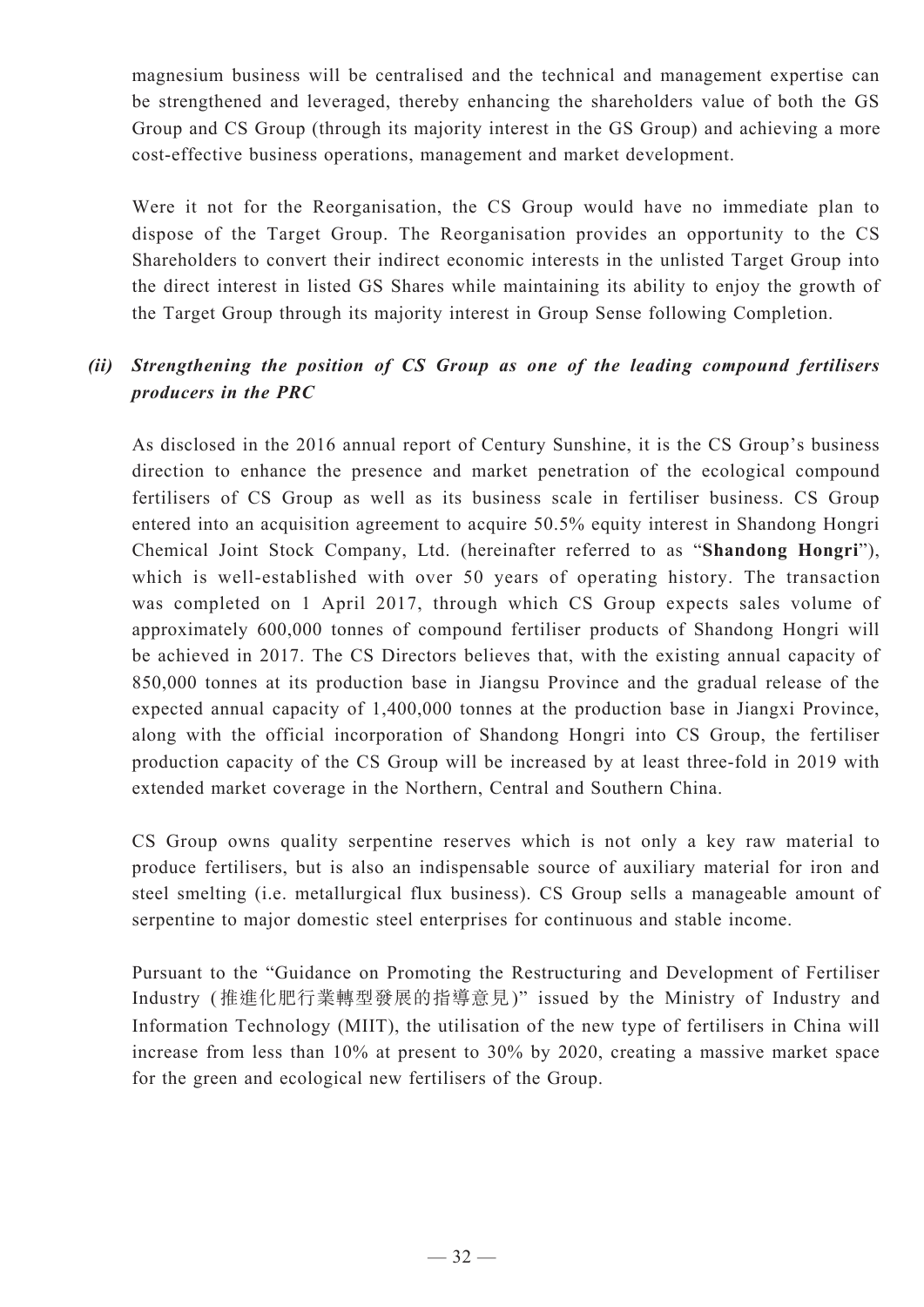magnesium business will be centralised and the technical and management expertise can be strengthened and leveraged, thereby enhancing the shareholders value of both the GS Group and CS Group (through its majority interest in the GS Group) and achieving a more cost-effective business operations, management and market development.

Were it not for the Reorganisation, the CS Group would have no immediate plan to dispose of the Target Group. The Reorganisation provides an opportunity to the CS Shareholders to convert their indirect economic interests in the unlisted Target Group into the direct interest in listed GS Shares while maintaining its ability to enjoy the growth of the Target Group through its majority interest in Group Sense following Completion.

### *(ii) Strengthening the position of CS Group as one of the leading compound fertilisers producers in the PRC*

As disclosed in the 2016 annual report of Century Sunshine, it is the CS Group's business direction to enhance the presence and market penetration of the ecological compound fertilisers of CS Group as well as its business scale in fertiliser business. CS Group entered into an acquisition agreement to acquire 50.5% equity interest in Shandong Hongri Chemical Joint Stock Company, Ltd. (hereinafter referred to as "**Shandong Hongri**"), which is well-established with over 50 years of operating history. The transaction was completed on 1 April 2017, through which CS Group expects sales volume of approximately 600,000 tonnes of compound fertiliser products of Shandong Hongri will be achieved in 2017. The CS Directors believes that, with the existing annual capacity of 850,000 tonnes at its production base in Jiangsu Province and the gradual release of the expected annual capacity of 1,400,000 tonnes at the production base in Jiangxi Province, along with the official incorporation of Shandong Hongri into CS Group, the fertiliser production capacity of the CS Group will be increased by at least three-fold in 2019 with extended market coverage in the Northern, Central and Southern China.

CS Group owns quality serpentine reserves which is not only a key raw material to produce fertilisers, but is also an indispensable source of auxiliary material for iron and steel smelting (i.e. metallurgical flux business). CS Group sells a manageable amount of serpentine to major domestic steel enterprises for continuous and stable income.

Pursuant to the "Guidance on Promoting the Restructuring and Development of Fertiliser Industry (推進化肥行業轉型發展的指導意見)" issued by the Ministry of Industry and Information Technology (MIIT), the utilisation of the new type of fertilisers in China will increase from less than 10% at present to 30% by 2020, creating a massive market space for the green and ecological new fertilisers of the Group.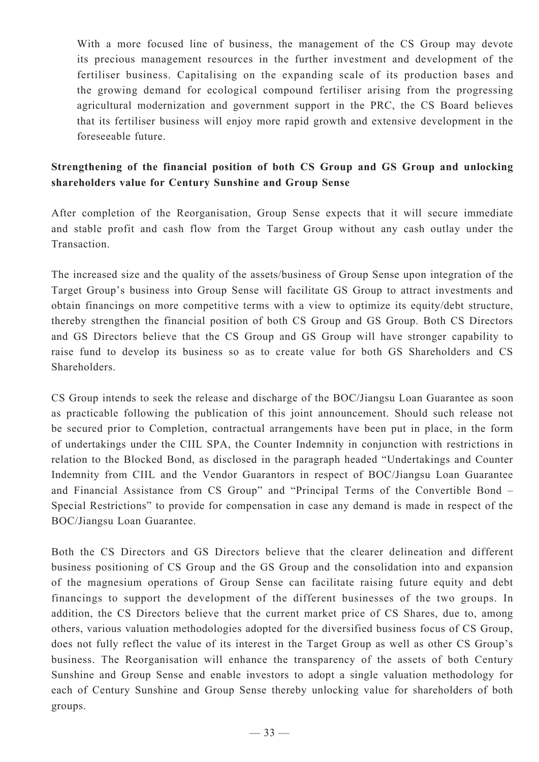With a more focused line of business, the management of the CS Group may devote its precious management resources in the further investment and development of the fertiliser business. Capitalising on the expanding scale of its production bases and the growing demand for ecological compound fertiliser arising from the progressing agricultural modernization and government support in the PRC, the CS Board believes that its fertiliser business will enjoy more rapid growth and extensive development in the foreseeable future.

**Strengthening of the financial position of both CS Group and GS Group and unlocking shareholders value for Century Sunshine and Group Sense**

After completion of the Reorganisation, Group Sense expects that it will secure immediate and stable profit and cash flow from the Target Group without any cash outlay under the Transaction.

The increased size and the quality of the assets/business of Group Sense upon integration of the Target Group's business into Group Sense will facilitate GS Group to attract investments and obtain financings on more competitive terms with a view to optimize its equity/debt structure, thereby strengthen the financial position of both CS Group and GS Group. Both CS Directors and GS Directors believe that the CS Group and GS Group will have stronger capability to raise fund to develop its business so as to create value for both GS Shareholders and CS Shareholders.

CS Group intends to seek the release and discharge of the BOC/Jiangsu Loan Guarantee as soon as practicable following the publication of this joint announcement. Should such release not be secured prior to Completion, contractual arrangements have been put in place, in the form of undertakings under the CIIL SPA, the Counter Indemnity in conjunction with restrictions in relation to the Blocked Bond, as disclosed in the paragraph headed "Undertakings and Counter Indemnity from CIIL and the Vendor Guarantors in respect of BOC/Jiangsu Loan Guarantee and Financial Assistance from CS Group" and "Principal Terms of the Convertible Bond – Special Restrictions" to provide for compensation in case any demand is made in respect of the BOC/Jiangsu Loan Guarantee.

Both the CS Directors and GS Directors believe that the clearer delineation and different business positioning of CS Group and the GS Group and the consolidation into and expansion of the magnesium operations of Group Sense can facilitate raising future equity and debt financings to support the development of the different businesses of the two groups. In addition, the CS Directors believe that the current market price of CS Shares, due to, among others, various valuation methodologies adopted for the diversified business focus of CS Group, does not fully reflect the value of its interest in the Target Group as well as other CS Group's business. The Reorganisation will enhance the transparency of the assets of both Century Sunshine and Group Sense and enable investors to adopt a single valuation methodology for each of Century Sunshine and Group Sense thereby unlocking value for shareholders of both groups.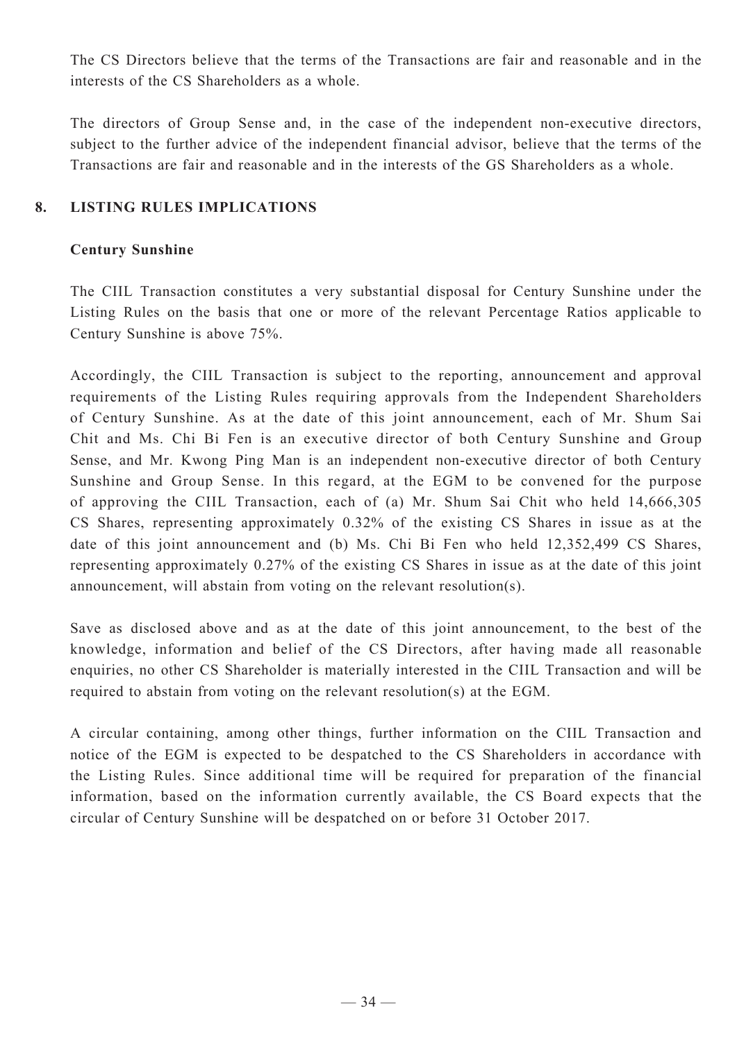The CS Directors believe that the terms of the Transactions are fair and reasonable and in the interests of the CS Shareholders as a whole.

The directors of Group Sense and, in the case of the independent non-executive directors, subject to the further advice of the independent financial advisor, believe that the terms of the Transactions are fair and reasonable and in the interests of the GS Shareholders as a whole.

## 8. LISTING RULES IMPLICATIONS

**Century Sunshine**

The CIIL Transaction constitutes a very substantial disposal for Century Sunshine under the Listing Rules on the basis that one or more of the relevant Percentage Ratios applicable to Century Sunshine is above 75%.

Accordingly, the CIIL Transaction is subject to the reporting, announcement and approval requirements of the Listing Rules requiring approvals from the Independent Shareholders of Century Sunshine. As at the date of this joint announcement, each of Mr. Shum Sai Chit and Ms. Chi Bi Fen is an executive director of both Century Sunshine and Group Sense, and Mr. Kwong Ping Man is an independent non-executive director of both Century Sunshine and Group Sense. In this regard, at the EGM to be convened for the purpose of approving the CIIL Transaction, each of (a) Mr. Shum Sai Chit who held 14,666,305 CS Shares, representing approximately 0.32% of the existing CS Shares in issue as at the date of this joint announcement and (b) Ms. Chi Bi Fen who held 12,352,499 CS Shares, representing approximately 0.27% of the existing CS Shares in issue as at the date of this joint announcement, will abstain from voting on the relevant resolution(s).

Save as disclosed above and as at the date of this joint announcement, to the best of the knowledge, information and belief of the CS Directors, after having made all reasonable enquiries, no other CS Shareholder is materially interested in the CIIL Transaction and will be required to abstain from voting on the relevant resolution(s) at the EGM.

A circular containing, among other things, further information on the CIIL Transaction and notice of the EGM is expected to be despatched to the CS Shareholders in accordance with the Listing Rules. Since additional time will be required for preparation of the financial information, based on the information currently available, the CS Board expects that the circular of Century Sunshine will be despatched on or before 31 October 2017.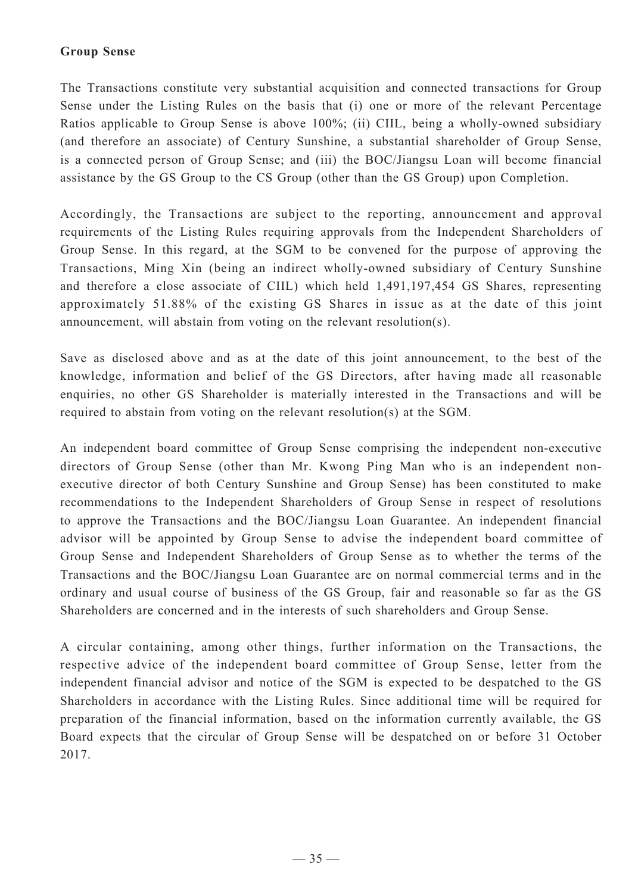**Group Sense**

The Transactions constitute very substantial acquisition and connected transactions for Group Sense under the Listing Rules on the basis that (i) one or more of the relevant Percentage Ratios applicable to Group Sense is above 100%; (ii) CIIL, being a wholly-owned subsidiary (and therefore an associate) of Century Sunshine, a substantial shareholder of Group Sense, is a connected person of Group Sense; and (iii) the BOC/Jiangsu Loan will become financial assistance by the GS Group to the CS Group (other than the GS Group) upon Completion.

Accordingly, the Transactions are subject to the reporting, announcement and approval requirements of the Listing Rules requiring approvals from the Independent Shareholders of Group Sense. In this regard, at the SGM to be convened for the purpose of approving the Transactions, Ming Xin (being an indirect wholly-owned subsidiary of Century Sunshine and therefore a close associate of CIIL) which held 1,491,197,454 GS Shares, representing approximately 51.88% of the existing GS Shares in issue as at the date of this joint announcement, will abstain from voting on the relevant resolution(s).

Save as disclosed above and as at the date of this joint announcement, to the best of the knowledge, information and belief of the GS Directors, after having made all reasonable enquiries, no other GS Shareholder is materially interested in the Transactions and will be required to abstain from voting on the relevant resolution(s) at the SGM.

An independent board committee of Group Sense comprising the independent non-executive directors of Group Sense (other than Mr. Kwong Ping Man who is an independent non-executive director of both Century Sunshine and Group Sense) has been constituted to make recommendations to the Independent Shareholders of Group Sense in respect of resolutions to approve the Transactions and the BOC/Jiangsu Loan Guarantee. An independent financial advisor will be appointed by Group Sense to advise the independent board committee of Group Sense and Independent Shareholders of Group Sense as to whether the terms of the Transactions and the BOC/Jiangsu Loan Guarantee are on normal commercial terms and in the ordinary and usual course of business of the GS Group, fair and reasonable so far as the GS Shareholders are concerned and in the interests of such shareholders and Group Sense.

A circular containing, among other things, further information on the Transactions, the respective advice of the independent board committee of Group Sense, letter from the independent financial advisor and notice of the SGM is expected to be despatched to the GS Shareholders in accordance with the Listing Rules. Since additional time will be required for preparation of the financial information, based on the information currently available, the GS Board expects that the circular of Group Sense will be despatched on or before 31 October 2017.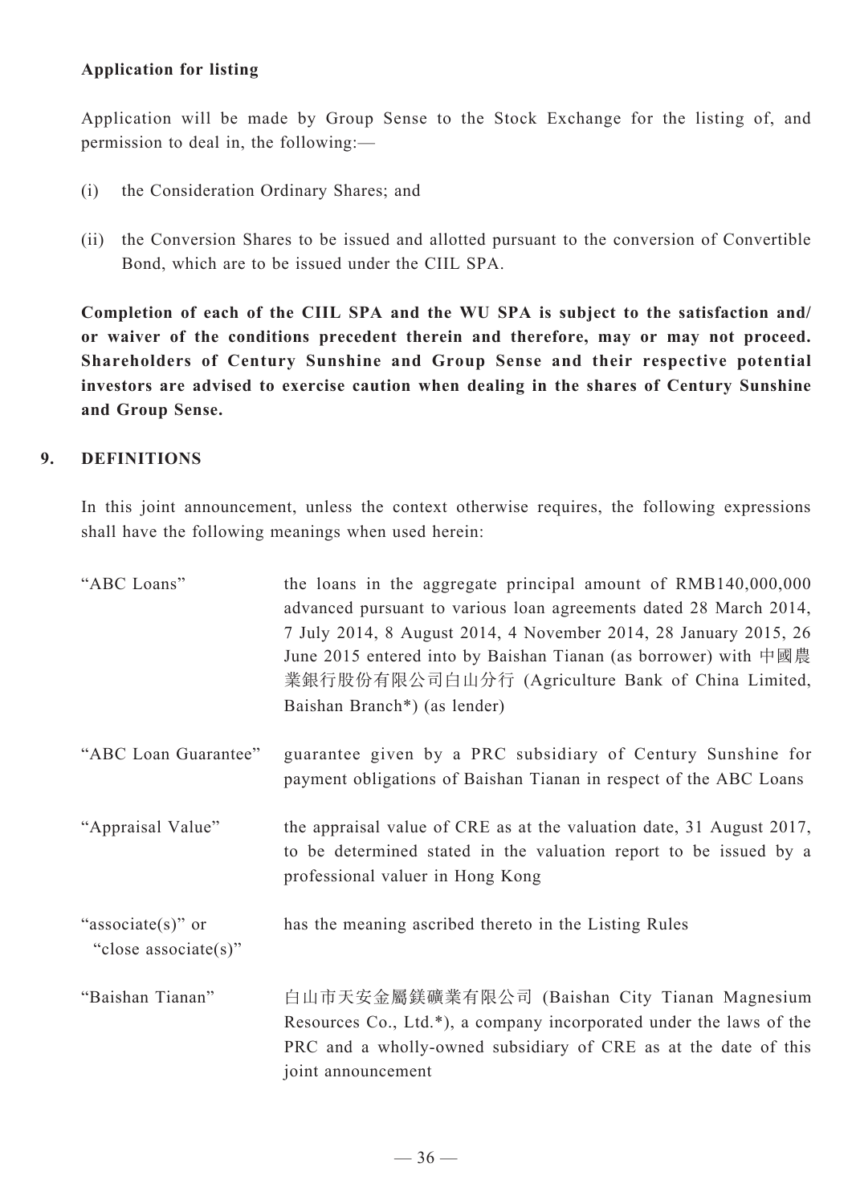**Application for listing**

Application will be made by Group Sense to the Stock Exchange for the listing of, and permission to deal in, the following:—

(i) the Consideration Ordinary Shares; and

(ii) the Conversion Shares to be issued and allotted pursuant to the conversion of Convertible Bond, which are to be issued under the CIIL SPA.

**Completion of each of the CIIL SPA and the WU SPA is subject to the satisfaction and/or waiver of the conditions precedent therein and therefore, may or may not proceed. Shareholders of Century Sunshine and Group Sense and their respective potential investors are advised to exercise caution when dealing in the shares of Century Sunshine and Group Sense.**

## 9. DEFINITIONS

In this joint announcement, unless the context otherwise requires, the following expressions shall have the following meanings when used herein:

| | |
|---|---|
| "ABC Loans" | the loans in the aggregate principal amount of RMB140,000,000 advanced pursuant to various loan agreements dated 28 March 2014, 7 July 2014, 8 August 2014, 4 November 2014, 28 January 2015, 26 June 2015 entered into by Baishan Tianan (as borrower) with 中國農業銀行股份有限公司白山分行 (Agriculture Bank of China Limited, Baishan Branch*) (as lender) |
| "ABC Loan Guarantee" | guarantee given by a PRC subsidiary of Century Sunshine for payment obligations of Baishan Tianan in respect of the ABC Loans |
| "Appraisal Value" | the appraisal value of CRE as at the valuation date, 31 August 2017, to be determined stated in the valuation report to be issued by a professional valuer in Hong Kong |
| "associate(s)" or "close associate(s)" | has the meaning ascribed thereto in the Listing Rules |
| "Baishan Tianan" | 白山市天安金屬鎂礦業有限公司 (Baishan City Tianan Magnesium Resources Co., Ltd.*), a company incorporated under the laws of the PRC and a wholly-owned subsidiary of CRE as at the date of this joint announcement |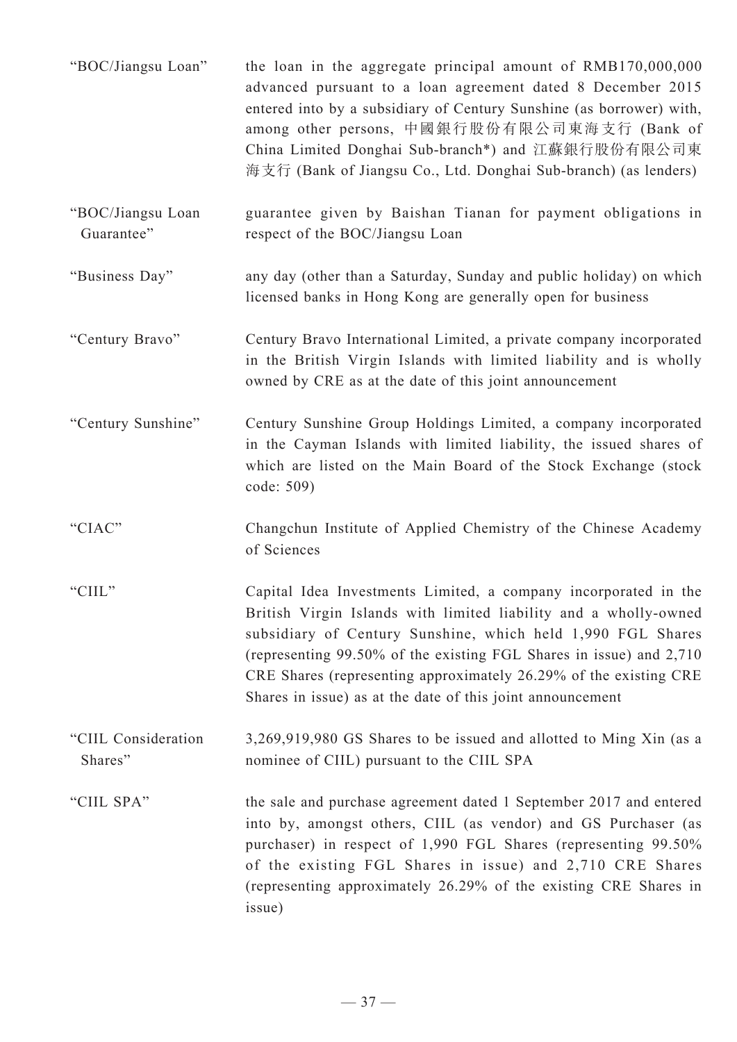| | |
|---|---|
| "BOC/Jiangsu Loan" | the loan in the aggregate principal amount of RMB170,000,000 advanced pursuant to a loan agreement dated 8 December 2015 entered into by a subsidiary of Century Sunshine (as borrower) with, among other persons, 中國銀行股份有限公司東海支行 (Bank of China Limited Donghai Sub-branch*) and 江蘇銀行股份有限公司東海支行 (Bank of Jiangsu Co., Ltd. Donghai Sub-branch) (as lenders) |
| "BOC/Jiangsu Loan Guarantee" | guarantee given by Baishan Tianan for payment obligations in respect of the BOC/Jiangsu Loan |
| "Business Day" | any day (other than a Saturday, Sunday and public holiday) on which licensed banks in Hong Kong are generally open for business |
| "Century Bravo" | Century Bravo International Limited, a private company incorporated in the British Virgin Islands with limited liability and is wholly owned by CRE as at the date of this joint announcement |
| "Century Sunshine" | Century Sunshine Group Holdings Limited, a company incorporated in the Cayman Islands with limited liability, the issued shares of which are listed on the Main Board of the Stock Exchange (stock code: 509) |
| "CIAC" | Changchun Institute of Applied Chemistry of the Chinese Academy of Sciences |
| "CIIL" | Capital Idea Investments Limited, a company incorporated in the British Virgin Islands with limited liability and a wholly-owned subsidiary of Century Sunshine, which held 1,990 FGL Shares (representing 99.50% of the existing FGL Shares in issue) and 2,710 CRE Shares (representing approximately 26.29% of the existing CRE Shares in issue) as at the date of this joint announcement |
| "CIIL Consideration Shares" | 3,269,919,980 GS Shares to be issued and allotted to Ming Xin (as a nominee of CIIL) pursuant to the CIIL SPA |
| "CIIL SPA" | the sale and purchase agreement dated 1 September 2017 and entered into by, amongst others, CIIL (as vendor) and GS Purchaser (as purchaser) in respect of 1,990 FGL Shares (representing 99.50% of the existing FGL Shares in issue) and 2,710 CRE Shares (representing approximately 26.29% of the existing CRE Shares in issue) |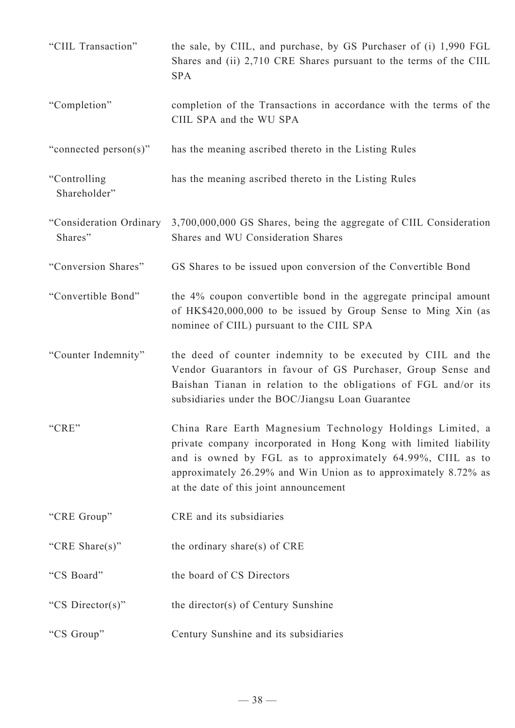| | |
|---|---|
| "CIIL Transaction" | the sale, by CIIL, and purchase, by GS Purchaser of (i) 1,990 FGL Shares and (ii) 2,710 CRE Shares pursuant to the terms of the CIIL SPA |
| "Completion" | completion of the Transactions in accordance with the terms of the CIIL SPA and the WU SPA |
| "connected person(s)" | has the meaning ascribed thereto in the Listing Rules |
| "Controlling Shareholder" | has the meaning ascribed thereto in the Listing Rules |
| "Consideration Ordinary Shares" | 3,700,000,000 GS Shares, being the aggregate of CIIL Consideration Shares and WU Consideration Shares |
| "Conversion Shares" | GS Shares to be issued upon conversion of the Convertible Bond |
| "Convertible Bond" | the 4% coupon convertible bond in the aggregate principal amount of HK$420,000,000 to be issued by Group Sense to Ming Xin (as nominee of CIIL) pursuant to the CIIL SPA |
| "Counter Indemnity" | the deed of counter indemnity to be executed by CIIL and the Vendor Guarantors in favour of GS Purchaser, Group Sense and Baishan Tianan in relation to the obligations of FGL and/or its subsidiaries under the BOC/Jiangsu Loan Guarantee |
| "CRE" | China Rare Earth Magnesium Technology Holdings Limited, a private company incorporated in Hong Kong with limited liability and is owned by FGL as to approximately 64.99%, CIIL as to approximately 26.29% and Win Union as to approximately 8.72% as at the date of this joint announcement |
| "CRE Group" | CRE and its subsidiaries |
| "CRE Share(s)" | the ordinary share(s) of CRE |
| "CS Board" | the board of CS Directors |
| "CS Director(s)" | the director(s) of Century Sunshine |
| "CS Group" | Century Sunshine and its subsidiaries |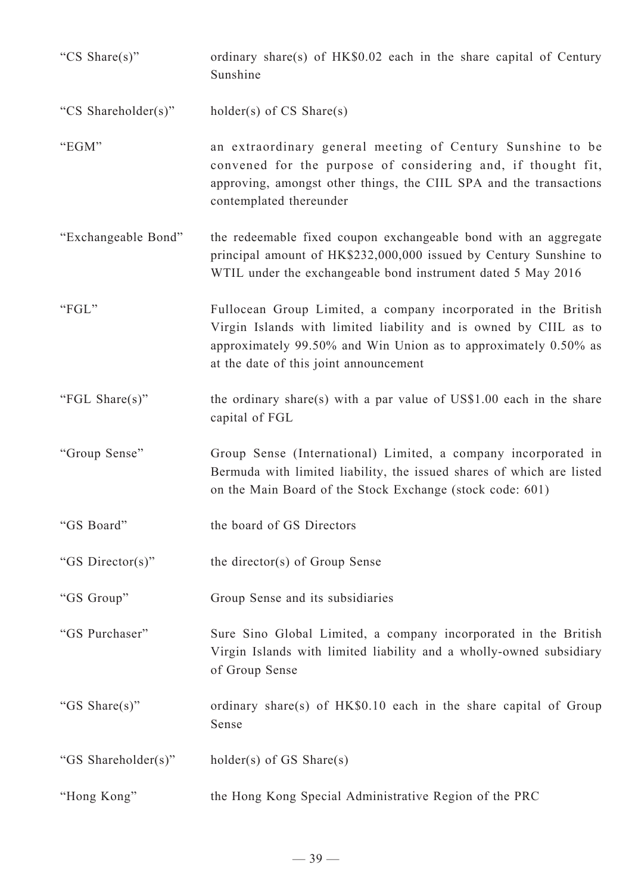| | |
|---|---|
| "CS Share(s)" | ordinary share(s) of HK$0.02 each in the share capital of Century Sunshine |
| "CS Shareholder(s)" | holder(s) of CS Share(s) |
| "EGM" | an extraordinary general meeting of Century Sunshine to be convened for the purpose of considering and, if thought fit, approving, amongst other things, the CIIL SPA and the transactions contemplated thereunder |
| "Exchangeable Bond" | the redeemable fixed coupon exchangeable bond with an aggregate principal amount of HK$232,000,000 issued by Century Sunshine to WTIL under the exchangeable bond instrument dated 5 May 2016 |
| "FGL" | Fullocean Group Limited, a company incorporated in the British Virgin Islands with limited liability and is owned by CIIL as to approximately 99.50% and Win Union as to approximately 0.50% as at the date of this joint announcement |
| "FGL Share(s)" | the ordinary share(s) with a par value of US$1.00 each in the share capital of FGL |
| "Group Sense" | Group Sense (International) Limited, a company incorporated in Bermuda with limited liability, the issued shares of which are listed on the Main Board of the Stock Exchange (stock code: 601) |
| "GS Board" | the board of GS Directors |
| "GS Director(s)" | the director(s) of Group Sense |
| "GS Group" | Group Sense and its subsidiaries |
| "GS Purchaser" | Sure Sino Global Limited, a company incorporated in the British Virgin Islands with limited liability and a wholly-owned subsidiary of Group Sense |
| "GS Share(s)" | ordinary share(s) of HK$0.10 each in the share capital of Group Sense |
| "GS Shareholder(s)" | holder(s) of GS Share(s) |
| "Hong Kong" | the Hong Kong Special Administrative Region of the PRC |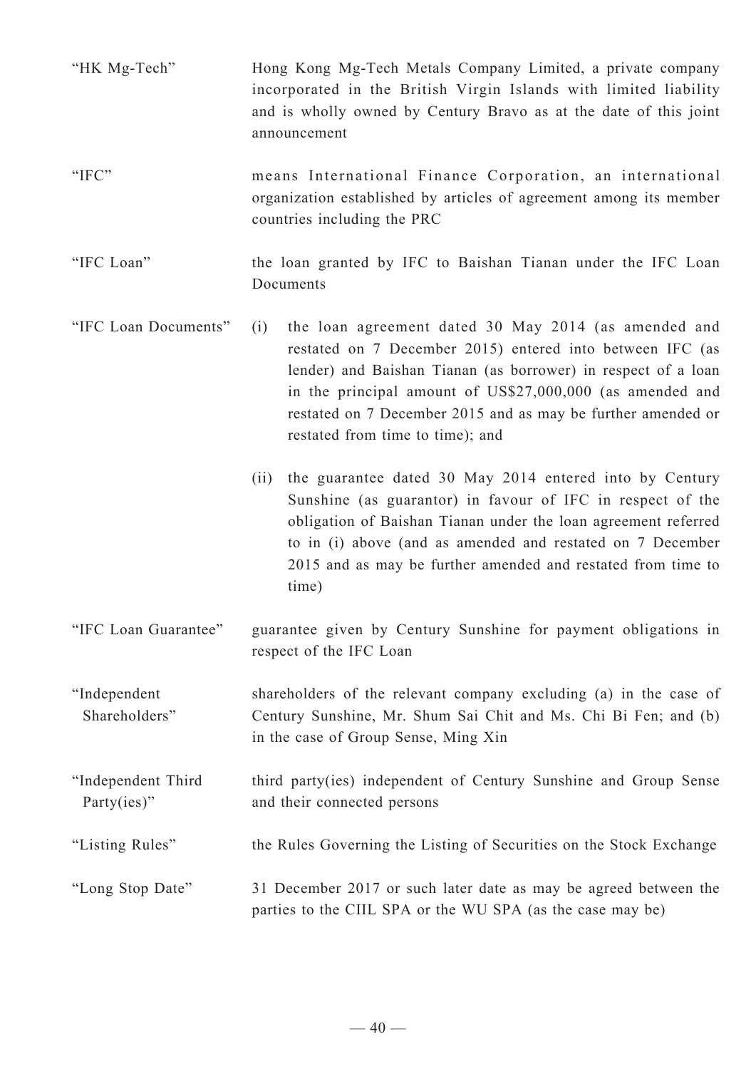| | |
|---|---|
| "HK Mg-Tech" | Hong Kong Mg-Tech Metals Company Limited, a private company incorporated in the British Virgin Islands with limited liability and is wholly owned by Century Bravo as at the date of this joint announcement |
| "IFC" | means International Finance Corporation, an international organization established by articles of agreement among its member countries including the PRC |
| "IFC Loan" | the loan granted by IFC to Baishan Tianan under the IFC Loan Documents |
| "IFC Loan Documents" | (i) the loan agreement dated 30 May 2014 (as amended and restated on 7 December 2015) entered into between IFC (as lender) and Baishan Tianan (as borrower) in respect of a loan in the principal amount of US$27,000,000 (as amended and restated on 7 December 2015 and as may be further amended or restated from time to time); and<br><br>(ii) the guarantee dated 30 May 2014 entered into by Century Sunshine (as guarantor) in favour of IFC in respect of the obligation of Baishan Tianan under the loan agreement referred to in (i) above (and as amended and restated on 7 December 2015 and as may be further amended and restated from time to time) |
| "IFC Loan Guarantee" | guarantee given by Century Sunshine for payment obligations in respect of the IFC Loan |
| "Independent Shareholders" | shareholders of the relevant company excluding (a) in the case of Century Sunshine, Mr. Shum Sai Chit and Ms. Chi Bi Fen; and (b) in the case of Group Sense, Ming Xin |
| "Independent Third Party(ies)" | third party(ies) independent of Century Sunshine and Group Sense and their connected persons |
| "Listing Rules" | the Rules Governing the Listing of Securities on the Stock Exchange |
| "Long Stop Date" | 31 December 2017 or such later date as may be agreed between the parties to the CIIL SPA or the WU SPA (as the case may be) |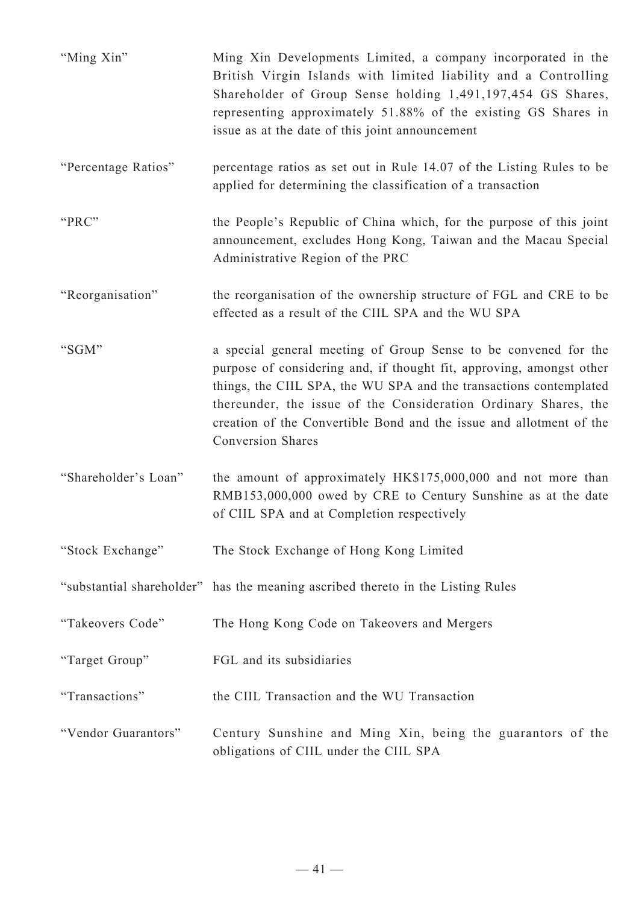| | |
|---|---|
| "Ming Xin" | Ming Xin Developments Limited, a company incorporated in the British Virgin Islands with limited liability and a Controlling Shareholder of Group Sense holding 1,491,197,454 GS Shares, representing approximately 51.88% of the existing GS Shares in issue as at the date of this joint announcement |
| "Percentage Ratios" | percentage ratios as set out in Rule 14.07 of the Listing Rules to be applied for determining the classification of a transaction |
| "PRC" | the People's Republic of China which, for the purpose of this joint announcement, excludes Hong Kong, Taiwan and the Macau Special Administrative Region of the PRC |
| "Reorganisation" | the reorganisation of the ownership structure of FGL and CRE to be effected as a result of the CIIL SPA and the WU SPA |
| "SGM" | a special general meeting of Group Sense to be convened for the purpose of considering and, if thought fit, approving, amongst other things, the CIIL SPA, the WU SPA and the transactions contemplated thereunder, the issue of the Consideration Ordinary Shares, the creation of the Convertible Bond and the issue and allotment of the Conversion Shares |
| "Shareholder's Loan" | the amount of approximately HK$175,000,000 and not more than RMB153,000,000 owed by CRE to Century Sunshine as at the date of CIIL SPA and at Completion respectively |
| "Stock Exchange" | The Stock Exchange of Hong Kong Limited |
| "substantial shareholder" | has the meaning ascribed thereto in the Listing Rules |
| "Takeovers Code" | The Hong Kong Code on Takeovers and Mergers |
| "Target Group" | FGL and its subsidiaries |
| "Transactions" | the CIIL Transaction and the WU Transaction |
| "Vendor Guarantors" | Century Sunshine and Ming Xin, being the guarantors of the obligations of CIIL under the CIIL SPA |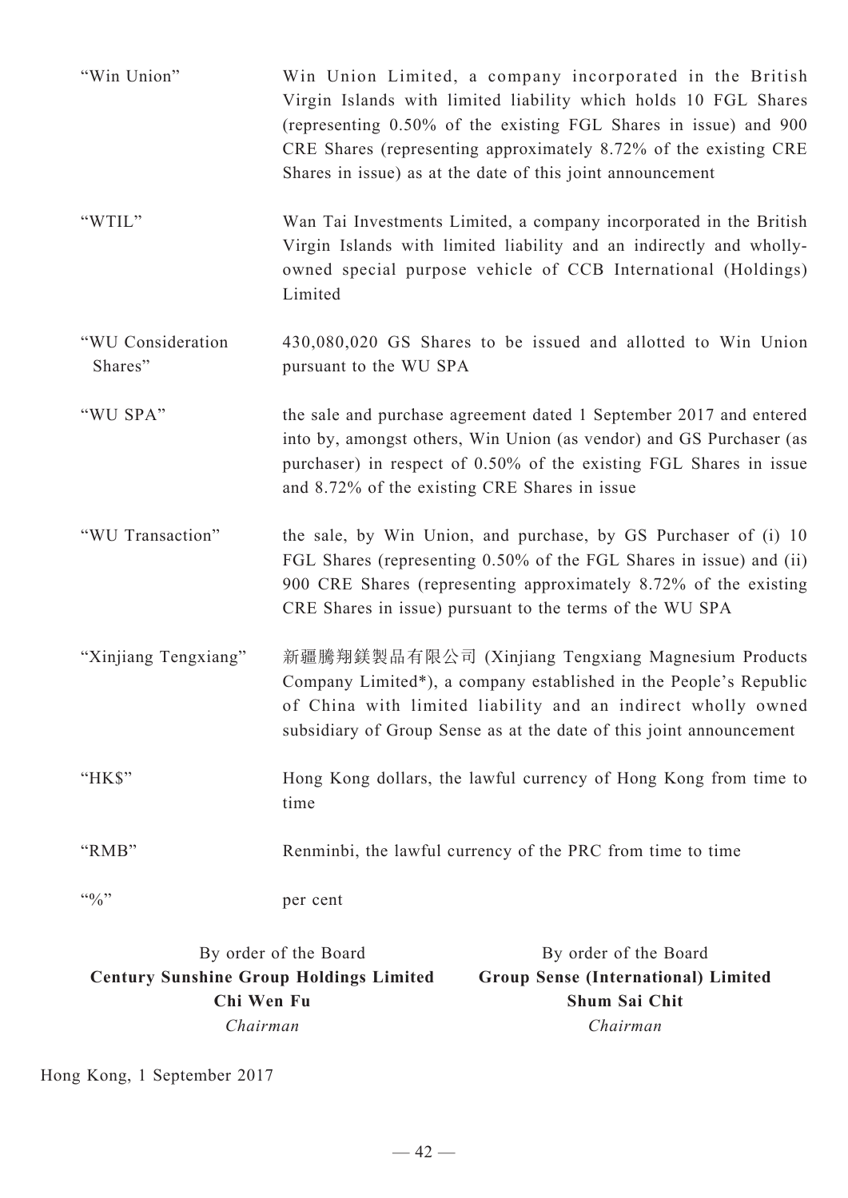| | |
|---|---|
| "Win Union" | Win Union Limited, a company incorporated in the British Virgin Islands with limited liability which holds 10 FGL Shares (representing 0.50% of the existing FGL Shares in issue) and 900 CRE Shares (representing approximately 8.72% of the existing CRE Shares in issue) as at the date of this joint announcement |
| "WTIL" | Wan Tai Investments Limited, a company incorporated in the British Virgin Islands with limited liability and an indirectly and wholly-owned special purpose vehicle of CCB International (Holdings) Limited |
| "WU Consideration Shares" | 430,080,020 GS Shares to be issued and allotted to Win Union pursuant to the WU SPA |
| "WU SPA" | the sale and purchase agreement dated 1 September 2017 and entered into by, amongst others, Win Union (as vendor) and GS Purchaser (as purchaser) in respect of 0.50% of the existing FGL Shares in issue and 8.72% of the existing CRE Shares in issue |
| "WU Transaction" | the sale, by Win Union, and purchase, by GS Purchaser of (i) 10 FGL Shares (representing 0.50% of the FGL Shares in issue) and (ii) 900 CRE Shares (representing approximately 8.72% of the existing CRE Shares in issue) pursuant to the terms of the WU SPA |
| "Xinjiang Tengxiang" | 新疆騰翔鎂製品有限公司 (Xinjiang Tengxiang Magnesium Products Company Limited*), a company established in the People's Republic of China with limited liability and an indirect wholly owned subsidiary of Group Sense as at the date of this joint announcement |
| "HK$" | Hong Kong dollars, the lawful currency of Hong Kong from time to time |
| "RMB" | Renminbi, the lawful currency of the PRC from time to time |
| "%" | per cent |

By order of the Board
**Century Sunshine Group Holdings Limited**
**Chi Wen Fu**
*Chairman*

By order of the Board
**Group Sense (International) Limited**
**Shum Sai Chit**
*Chairman*

Hong Kong, 1 September 2017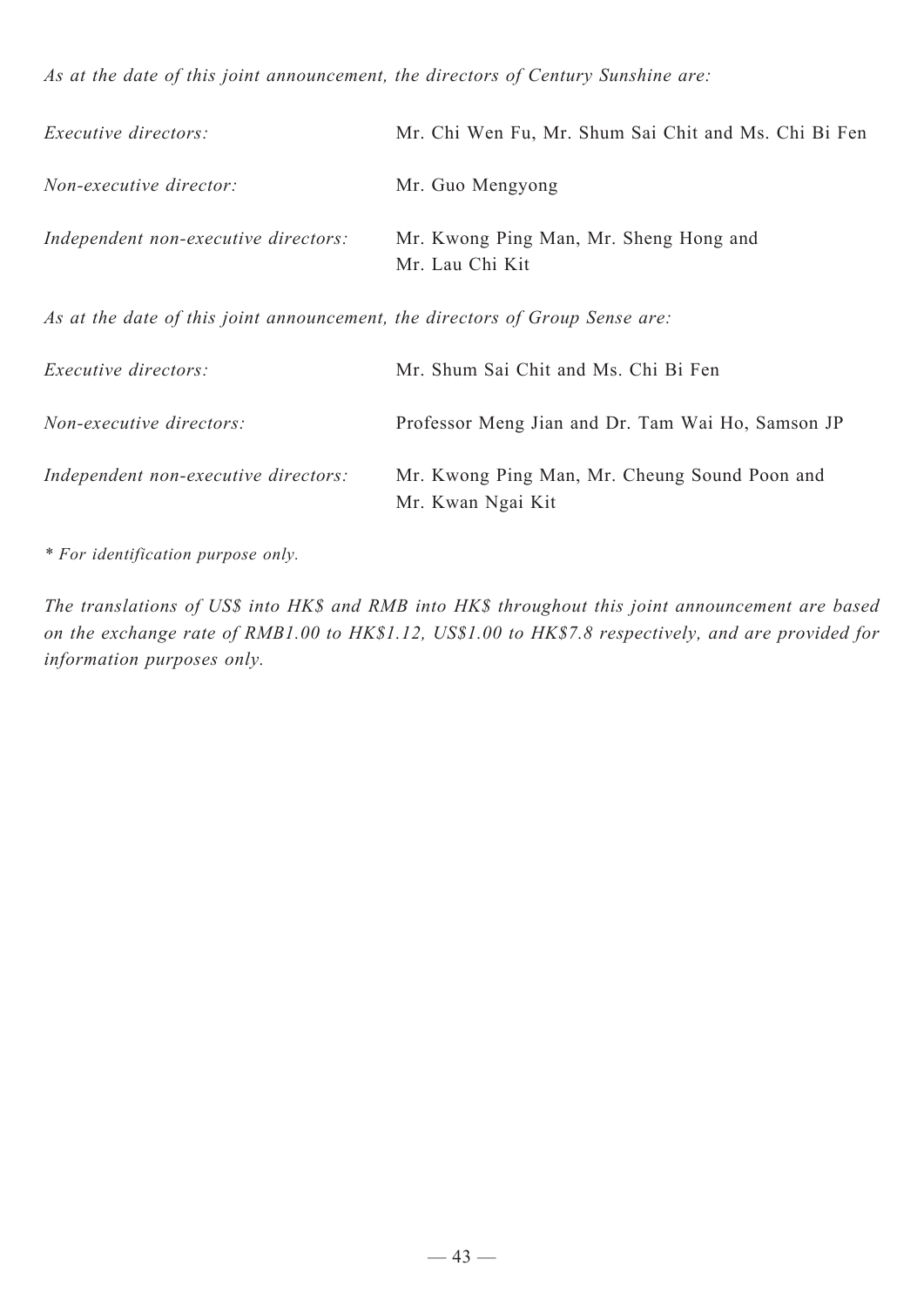*As at the date of this joint announcement, the directors of Century Sunshine are:*

| | |
|---|---|
| *Executive directors:* | Mr. Chi Wen Fu, Mr. Shum Sai Chit and Ms. Chi Bi Fen |
| *Non-executive director:* | Mr. Guo Mengyong |
| *Independent non-executive directors:* | Mr. Kwong Ping Man, Mr. Sheng Hong and Mr. Lau Chi Kit |

*As at the date of this joint announcement, the directors of Group Sense are:*

| | |
|---|---|
| *Executive directors:* | Mr. Shum Sai Chit and Ms. Chi Bi Fen |
| *Non-executive directors:* | Professor Meng Jian and Dr. Tam Wai Ho, Samson JP |
| *Independent non-executive directors:* | Mr. Kwong Ping Man, Mr. Cheung Sound Poon and Mr. Kwan Ngai Kit |

*\* For identification purpose only.*

*The translations of US$ into HK$ and RMB into HK$ throughout this joint announcement are based on the exchange rate of RMB1.00 to HK$1.12, US$1.00 to HK$7.8 respectively, and are provided for information purposes only.*